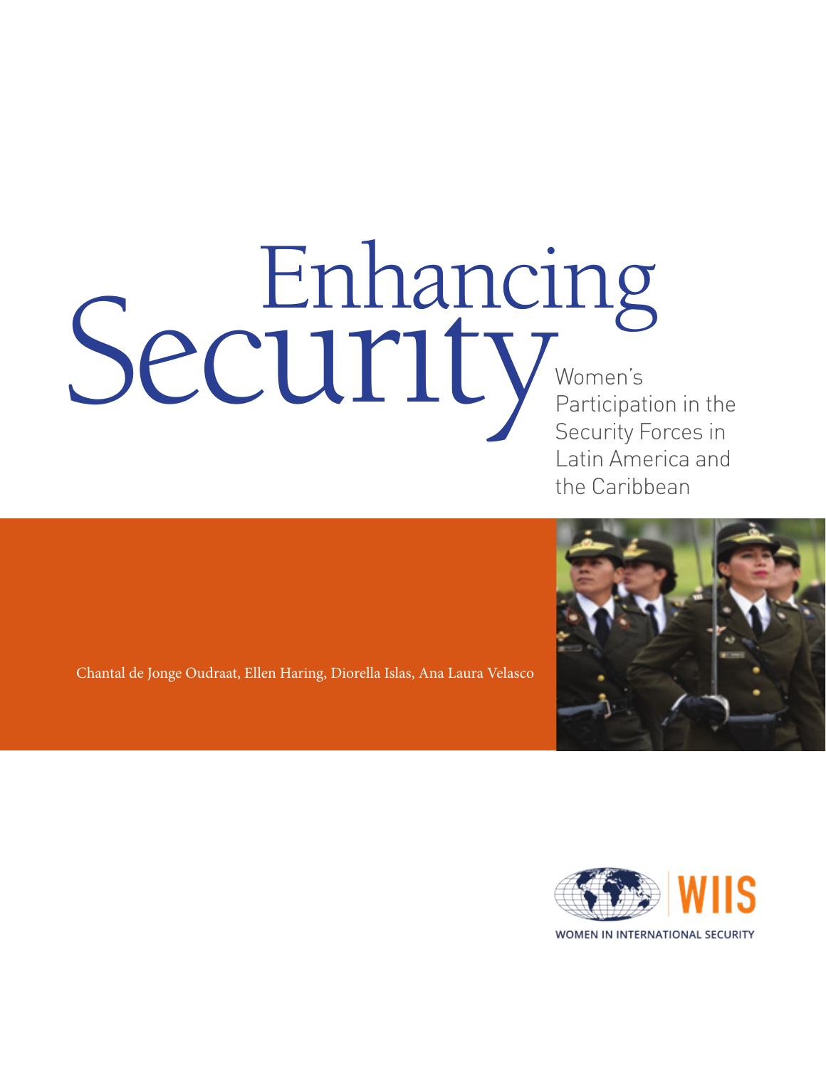# Enhancing Security

## Women's Participation in the Security Forces in Latin America and the Caribbean

Chantal de Jonge Oudraat, Ellen Haring, Diorella Islas, Ana Laura Velasco

WIIS

WOMEN IN INTERNATIONAL SECURITY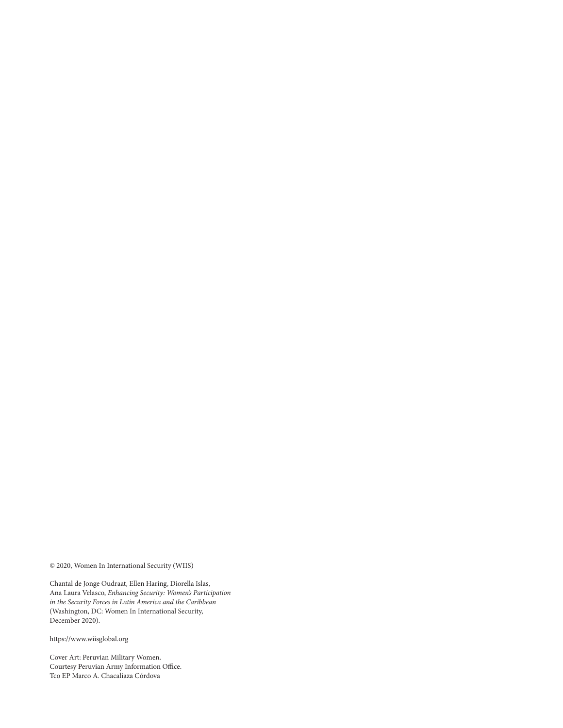© 2020, Women In International Security (WIIS)

Chantal de Jonge Oudraat, Ellen Haring, Diorella Islas, Ana Laura Velasco, *Enhancing Security: Women's Participation in the Security Forces in Latin America and the Caribbean* (Washington, DC: Women In International Security, December 2020).

https://www.wiisglobal.org

Cover Art: Peruvian Military Women.
Courtesy Peruvian Army Information Office.
Tco EP Marco A. Chacaliaza Córdova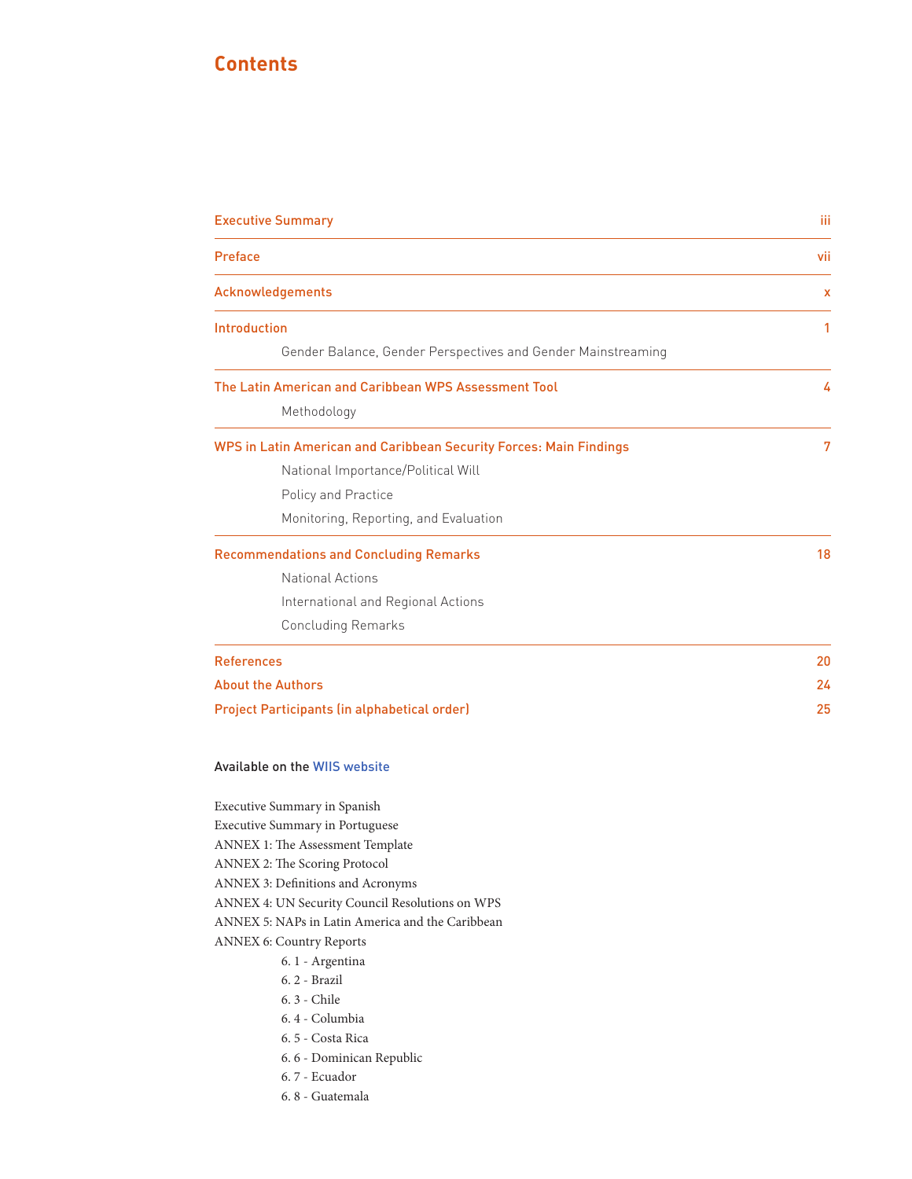# Contents

| | |
|---|---|
| Executive Summary | iii |
| Preface | vii |
| Acknowledgements | x |
| Introduction | 1 |
| Gender Balance, Gender Perspectives and Gender Mainstreaming | |
| The Latin American and Caribbean WPS Assessment Tool | 4 |
| Methodology | |
| WPS in Latin American and Caribbean Security Forces: Main Findings | 7 |
| National Importance/Political Will | |
| Policy and Practice | |
| Monitoring, Reporting, and Evaluation | |
| Recommendations and Concluding Remarks | 18 |
| National Actions | |
| International and Regional Actions | |
| Concluding Remarks | |
| References | 20 |
| About the Authors | 24 |
| Project Participants (in alphabetical order) | 25 |

Available on the WIIS website

Executive Summary in Spanish
Executive Summary in Portuguese
ANNEX 1: The Assessment Template
ANNEX 2: The Scoring Protocol
ANNEX 3: Definitions and Acronyms
ANNEX 4: UN Security Council Resolutions on WPS
ANNEX 5: NAPs in Latin America and the Caribbean
ANNEX 6: Country Reports

- 6. 1 - Argentina
- 6. 2 - Brazil
- 6. 3 - Chile
- 6. 4 - Columbia
- 6. 5 - Costa Rica
- 6. 6 - Dominican Republic
- 6. 7 - Ecuador
- 6. 8 - Guatemala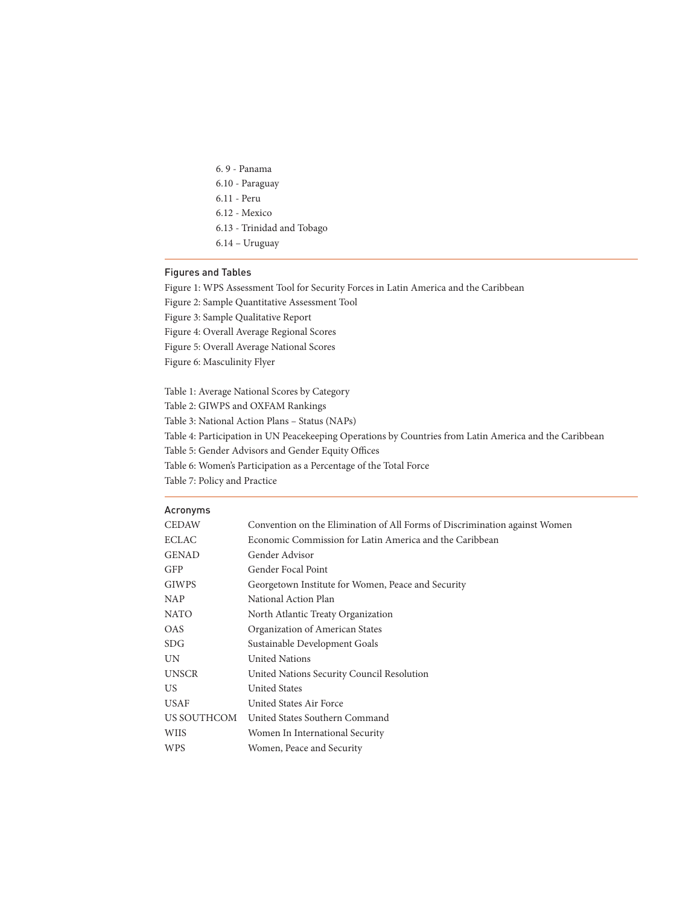6. 9 - Panama
6.10 - Paraguay
6.11 - Peru
6.12 - Mexico
6.13 - Trinidad and Tobago
6.14 – Uruguay

## Figures and Tables

Figure 1: WPS Assessment Tool for Security Forces in Latin America and the Caribbean
Figure 2: Sample Quantitative Assessment Tool
Figure 3: Sample Qualitative Report
Figure 4: Overall Average Regional Scores
Figure 5: Overall Average National Scores
Figure 6: Masculinity Flyer

Table 1: Average National Scores by Category
Table 2: GIWPS and OXFAM Rankings
Table 3: National Action Plans – Status (NAPs)
Table 4: Participation in UN Peacekeeping Operations by Countries from Latin America and the Caribbean
Table 5: Gender Advisors and Gender Equity Offices
Table 6: Women's Participation as a Percentage of the Total Force
Table 7: Policy and Practice

## Acronyms

| | |
|---|---|
| CEDAW | Convention on the Elimination of All Forms of Discrimination against Women |
| ECLAC | Economic Commission for Latin America and the Caribbean |
| GENAD | Gender Advisor |
| GFP | Gender Focal Point |
| GIWPS | Georgetown Institute for Women, Peace and Security |
| NAP | National Action Plan |
| NATO | North Atlantic Treaty Organization |
| OAS | Organization of American States |
| SDG | Sustainable Development Goals |
| UN | United Nations |
| UNSCR | United Nations Security Council Resolution |
| US | United States |
| USAF | United States Air Force |
| US SOUTHCOM | United States Southern Command |
| WIIS | Women In International Security |
| WPS | Women, Peace and Security |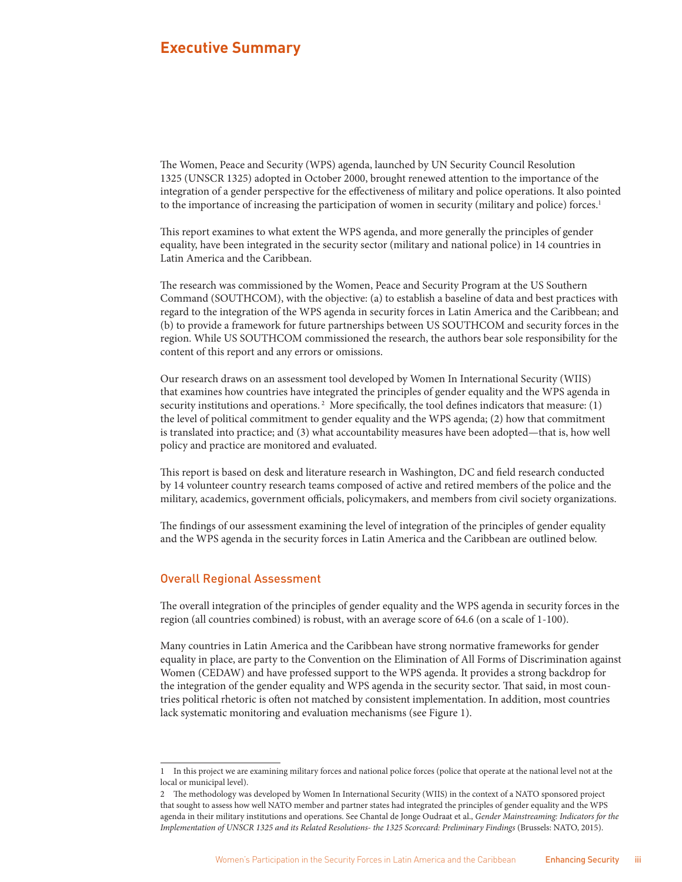# Executive Summary

The Women, Peace and Security (WPS) agenda, launched by UN Security Council Resolution 1325 (UNSCR 1325) adopted in October 2000, brought renewed attention to the importance of the integration of a gender perspective for the effectiveness of military and police operations. It also pointed to the importance of increasing the participation of women in security (military and police) forces.[1]

This report examines to what extent the WPS agenda, and more generally the principles of gender equality, have been integrated in the security sector (military and national police) in 14 countries in Latin America and the Caribbean.

The research was commissioned by the Women, Peace and Security Program at the US Southern Command (SOUTHCOM), with the objective: (a) to establish a baseline of data and best practices with regard to the integration of the WPS agenda in security forces in Latin America and the Caribbean; and (b) to provide a framework for future partnerships between US SOUTHCOM and security forces in the region. While US SOUTHCOM commissioned the research, the authors bear sole responsibility for the content of this report and any errors or omissions.

Our research draws on an assessment tool developed by Women In International Security (WIIS) that examines how countries have integrated the principles of gender equality and the WPS agenda in security institutions and operations.[2] More specifically, the tool defines indicators that measure: (1) the level of political commitment to gender equality and the WPS agenda; (2) how that commitment is translated into practice; and (3) what accountability measures have been adopted—that is, how well policy and practice are monitored and evaluated.

This report is based on desk and literature research in Washington, DC and field research conducted by 14 volunteer country research teams composed of active and retired members of the police and the military, academics, government officials, policymakers, and members from civil society organizations.

The findings of our assessment examining the level of integration of the principles of gender equality and the WPS agenda in the security forces in Latin America and the Caribbean are outlined below.

## Overall Regional Assessment

The overall integration of the principles of gender equality and the WPS agenda in security forces in the region (all countries combined) is robust, with an average score of 64.6 (on a scale of 1-100).

Many countries in Latin America and the Caribbean have strong normative frameworks for gender equality in place, are party to the Convention on the Elimination of All Forms of Discrimination against Women (CEDAW) and have professed support to the WPS agenda. It provides a strong backdrop for the integration of the gender equality and WPS agenda in the security sector. That said, in most countries political rhetoric is often not matched by consistent implementation. In addition, most countries lack systematic monitoring and evaluation mechanisms (see Figure 1).

---

1 In this project we are examining military forces and national police forces (police that operate at the national level not at the local or municipal level).

2 The methodology was developed by Women In International Security (WIIS) in the context of a NATO sponsored project that sought to assess how well NATO member and partner states had integrated the principles of gender equality and the WPS agenda in their military institutions and operations. See Chantal de Jonge Oudraat et al., *Gender Mainstreaming: Indicators for the Implementation of UNSCR 1325 and its Related Resolutions- the 1325 Scorecard: Preliminary Findings* (Brussels: NATO, 2015).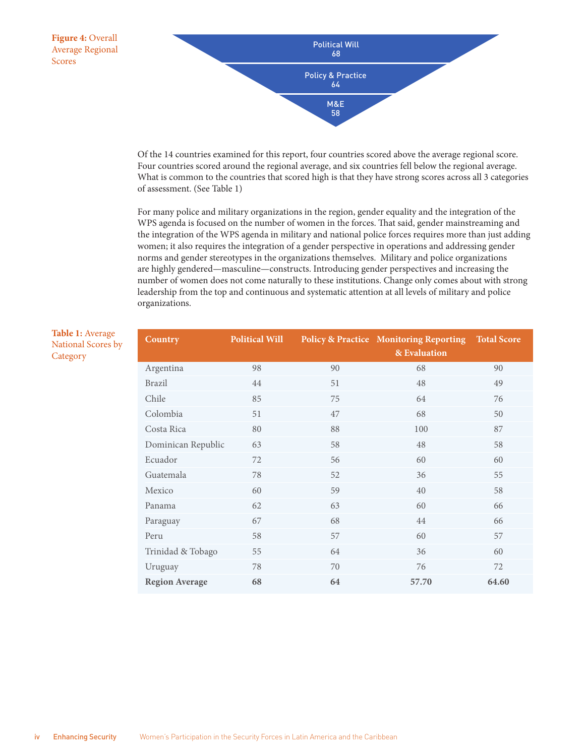**Figure 4:** Overall Average Regional Scores

Political Will 68

Policy & Practice 64

M&E 58

Of the 14 countries examined for this report, four countries scored above the average regional score. Four countries scored around the regional average, and six countries fell below the regional average. What is common to the countries that scored high is that they have strong scores across all 3 categories of assessment. (See Table 1)

For many police and military organizations in the region, gender equality and the integration of the WPS agenda is focused on the number of women in the forces. That said, gender mainstreaming and the integration of the WPS agenda in military and national police forces requires more than just adding women; it also requires the integration of a gender perspective in operations and addressing gender norms and gender stereotypes in the organizations themselves. Military and police organizations are highly gendered—masculine—constructs. Introducing gender perspectives and increasing the number of women does not come naturally to these institutions. Change only comes about with strong leadership from the top and continuous and systematic attention at all levels of military and police organizations.

**Table 1:** Average National Scores by Category

| Country | Political Will | Policy & Practice | Monitoring Reporting & Evaluation | Total Score |
|---|---|---|---|---|
| Argentina | 98 | 90 | 68 | 90 |
| Brazil | 44 | 51 | 48 | 49 |
| Chile | 85 | 75 | 64 | 76 |
| Colombia | 51 | 47 | 68 | 50 |
| Costa Rica | 80 | 88 | 100 | 87 |
| Dominican Republic | 63 | 58 | 48 | 58 |
| Ecuador | 72 | 56 | 60 | 60 |
| Guatemala | 78 | 52 | 36 | 55 |
| Mexico | 60 | 59 | 40 | 58 |
| Panama | 62 | 63 | 60 | 66 |
| Paraguay | 67 | 68 | 44 | 66 |
| Peru | 58 | 57 | 60 | 57 |
| Trinidad & Tobago | 55 | 64 | 36 | 60 |
| Uruguay | 78 | 70 | 76 | 72 |
| **Region Average** | **68** | **64** | **57.70** | **64.60** |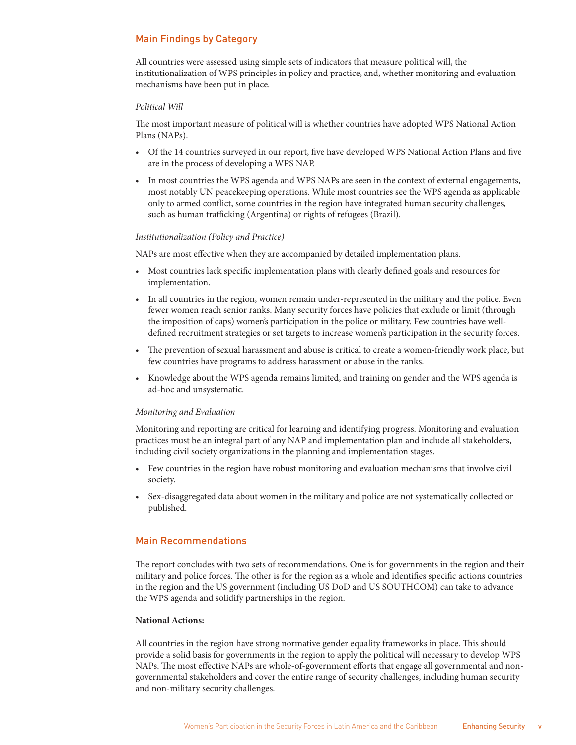## Main Findings by Category

All countries were assessed using simple sets of indicators that measure political will, the institutionalization of WPS principles in policy and practice, and, whether monitoring and evaluation mechanisms have been put in place.

*Political Will*

The most important measure of political will is whether countries have adopted WPS National Action Plans (NAPs).

- Of the 14 countries surveyed in our report, five have developed WPS National Action Plans and five are in the process of developing a WPS NAP.
- In most countries the WPS agenda and WPS NAPs are seen in the context of external engagements, most notably UN peacekeeping operations. While most countries see the WPS agenda as applicable only to armed conflict, some countries in the region have integrated human security challenges, such as human trafficking (Argentina) or rights of refugees (Brazil).

*Institutionalization (Policy and Practice)*

NAPs are most effective when they are accompanied by detailed implementation plans.

- Most countries lack specific implementation plans with clearly defined goals and resources for implementation.
- In all countries in the region, women remain under-represented in the military and the police. Even fewer women reach senior ranks. Many security forces have policies that exclude or limit (through the imposition of caps) women's participation in the police or military. Few countries have well-defined recruitment strategies or set targets to increase women's participation in the security forces.
- The prevention of sexual harassment and abuse is critical to create a women-friendly work place, but few countries have programs to address harassment or abuse in the ranks.
- Knowledge about the WPS agenda remains limited, and training on gender and the WPS agenda is ad-hoc and unsystematic.

*Monitoring and Evaluation*

Monitoring and reporting are critical for learning and identifying progress. Monitoring and evaluation practices must be an integral part of any NAP and implementation plan and include all stakeholders, including civil society organizations in the planning and implementation stages.

- Few countries in the region have robust monitoring and evaluation mechanisms that involve civil society.
- Sex-disaggregated data about women in the military and police are not systematically collected or published.

## Main Recommendations

The report concludes with two sets of recommendations. One is for governments in the region and their military and police forces. The other is for the region as a whole and identifies specific actions countries in the region and the US government (including US DoD and US SOUTHCOM) can take to advance the WPS agenda and solidify partnerships in the region.

**National Actions:**

All countries in the region have strong normative gender equality frameworks in place. This should provide a solid basis for governments in the region to apply the political will necessary to develop WPS NAPs. The most effective NAPs are whole-of-government efforts that engage all governmental and non-governmental stakeholders and cover the entire range of security challenges, including human security and non-military security challenges.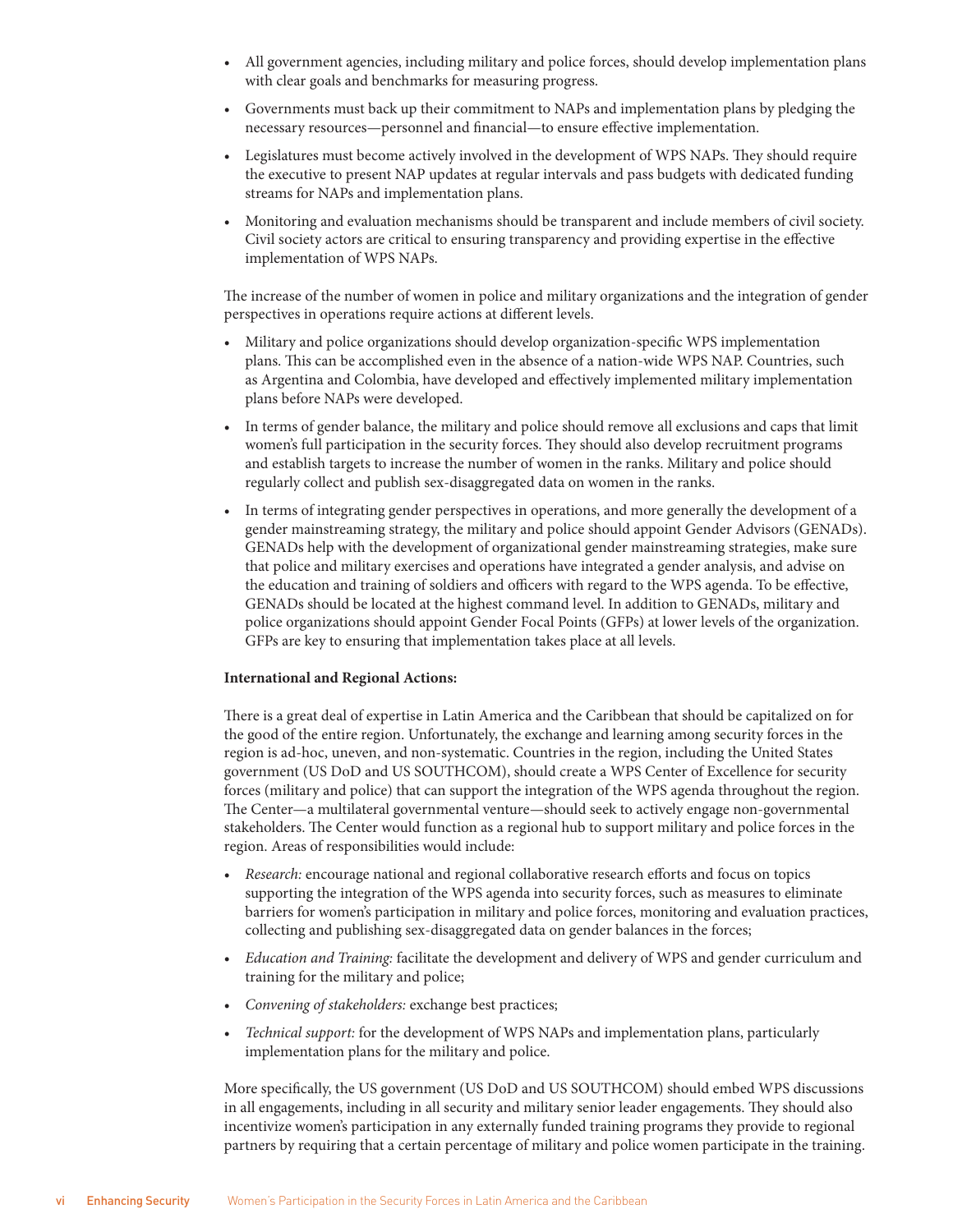- All government agencies, including military and police forces, should develop implementation plans with clear goals and benchmarks for measuring progress.
- Governments must back up their commitment to NAPs and implementation plans by pledging the necessary resources—personnel and financial—to ensure effective implementation.
- Legislatures must become actively involved in the development of WPS NAPs. They should require the executive to present NAP updates at regular intervals and pass budgets with dedicated funding streams for NAPs and implementation plans.
- Monitoring and evaluation mechanisms should be transparent and include members of civil society. Civil society actors are critical to ensuring transparency and providing expertise in the effective implementation of WPS NAPs.

The increase of the number of women in police and military organizations and the integration of gender perspectives in operations require actions at different levels.

- Military and police organizations should develop organization-specific WPS implementation plans. This can be accomplished even in the absence of a nation-wide WPS NAP. Countries, such as Argentina and Colombia, have developed and effectively implemented military implementation plans before NAPs were developed.
- In terms of gender balance, the military and police should remove all exclusions and caps that limit women's full participation in the security forces. They should also develop recruitment programs and establish targets to increase the number of women in the ranks. Military and police should regularly collect and publish sex-disaggregated data on women in the ranks.
- In terms of integrating gender perspectives in operations, and more generally the development of a gender mainstreaming strategy, the military and police should appoint Gender Advisors (GENADs). GENADs help with the development of organizational gender mainstreaming strategies, make sure that police and military exercises and operations have integrated a gender analysis, and advise on the education and training of soldiers and officers with regard to the WPS agenda. To be effective, GENADs should be located at the highest command level. In addition to GENADs, military and police organizations should appoint Gender Focal Points (GFPs) at lower levels of the organization. GFPs are key to ensuring that implementation takes place at all levels.

**International and Regional Actions:**

There is a great deal of expertise in Latin America and the Caribbean that should be capitalized on for the good of the entire region. Unfortunately, the exchange and learning among security forces in the region is ad-hoc, uneven, and non-systematic. Countries in the region, including the United States government (US DoD and US SOUTHCOM), should create a WPS Center of Excellence for security forces (military and police) that can support the integration of the WPS agenda throughout the region. The Center—a multilateral governmental venture—should seek to actively engage non-governmental stakeholders. The Center would function as a regional hub to support military and police forces in the region. Areas of responsibilities would include:

- *Research:* encourage national and regional collaborative research efforts and focus on topics supporting the integration of the WPS agenda into security forces, such as measures to eliminate barriers for women's participation in military and police forces, monitoring and evaluation practices, collecting and publishing sex-disaggregated data on gender balances in the forces;
- *Education and Training:* facilitate the development and delivery of WPS and gender curriculum and training for the military and police;
- *Convening of stakeholders:* exchange best practices;
- *Technical support:* for the development of WPS NAPs and implementation plans, particularly implementation plans for the military and police.

More specifically, the US government (US DoD and US SOUTHCOM) should embed WPS discussions in all engagements, including in all security and military senior leader engagements. They should also incentivize women's participation in any externally funded training programs they provide to regional partners by requiring that a certain percentage of military and police women participate in the training.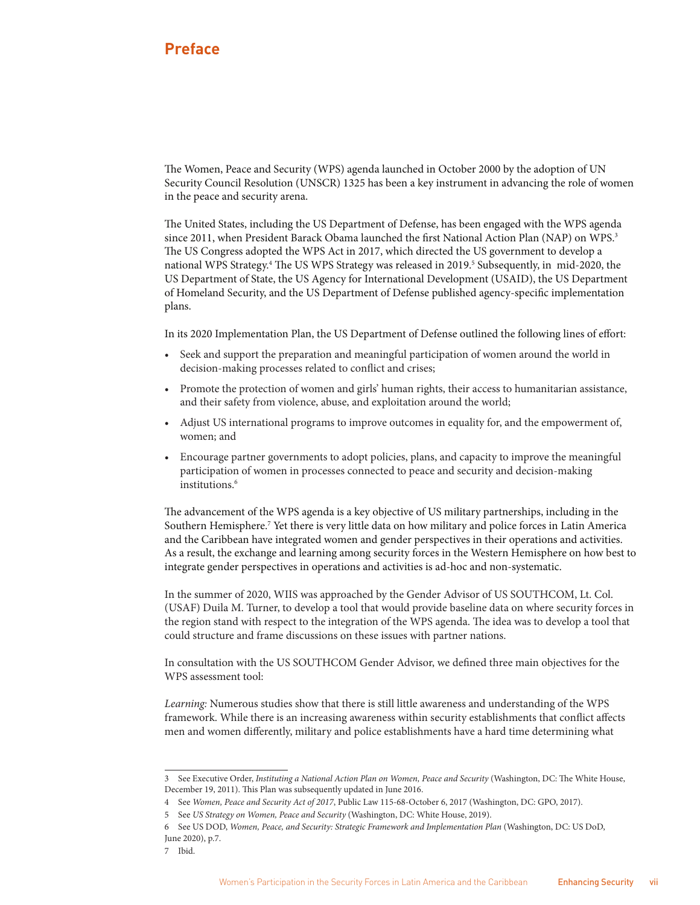# Preface

The Women, Peace and Security (WPS) agenda launched in October 2000 by the adoption of UN Security Council Resolution (UNSCR) 1325 has been a key instrument in advancing the role of women in the peace and security arena.

The United States, including the US Department of Defense, has been engaged with the WPS agenda since 2011, when President Barack Obama launched the first National Action Plan (NAP) on WPS.[3] The US Congress adopted the WPS Act in 2017, which directed the US government to develop a national WPS Strategy.[4] The US WPS Strategy was released in 2019.[5] Subsequently, in mid-2020, the US Department of State, the US Agency for International Development (USAID), the US Department of Homeland Security, and the US Department of Defense published agency-specific implementation plans.

In its 2020 Implementation Plan, the US Department of Defense outlined the following lines of effort:

- Seek and support the preparation and meaningful participation of women around the world in decision-making processes related to conflict and crises;
- Promote the protection of women and girls' human rights, their access to humanitarian assistance, and their safety from violence, abuse, and exploitation around the world;
- Adjust US international programs to improve outcomes in equality for, and the empowerment of, women; and
- Encourage partner governments to adopt policies, plans, and capacity to improve the meaningful participation of women in processes connected to peace and security and decision-making institutions.[6]

The advancement of the WPS agenda is a key objective of US military partnerships, including in the Southern Hemisphere.[7] Yet there is very little data on how military and police forces in Latin America and the Caribbean have integrated women and gender perspectives in their operations and activities. As a result, the exchange and learning among security forces in the Western Hemisphere on how best to integrate gender perspectives in operations and activities is ad-hoc and non-systematic.

In the summer of 2020, WIIS was approached by the Gender Advisor of US SOUTHCOM, Lt. Col. (USAF) Duila M. Turner, to develop a tool that would provide baseline data on where security forces in the region stand with respect to the integration of the WPS agenda. The idea was to develop a tool that could structure and frame discussions on these issues with partner nations.

In consultation with the US SOUTHCOM Gender Advisor, we defined three main objectives for the WPS assessment tool:

*Learning:* Numerous studies show that there is still little awareness and understanding of the WPS framework. While there is an increasing awareness within security establishments that conflict affects men and women differently, military and police establishments have a hard time determining what

---

3 See Executive Order, *Instituting a National Action Plan on Women, Peace and Security* (Washington, DC: The White House, December 19, 2011). This Plan was subsequently updated in June 2016.

4 See *Women, Peace and Security Act of 2017*, Public Law 115-68-October 6, 2017 (Washington, DC: GPO, 2017).

5 See *US Strategy on Women, Peace and Security* (Washington, DC: White House, 2019).

6 See US DOD, *Women, Peace, and Security: Strategic Framework and Implementation Plan* (Washington, DC: US DoD, June 2020), p.7.

7 Ibid.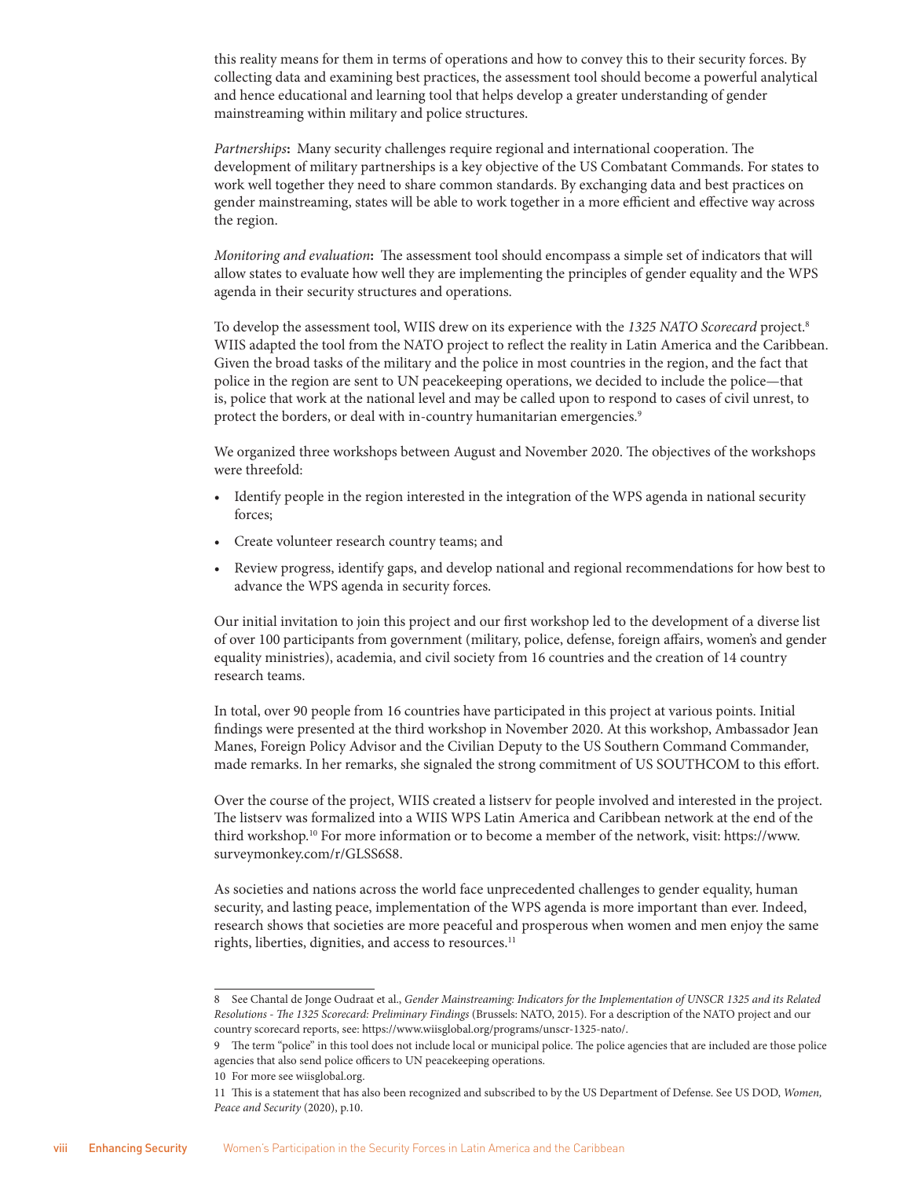this reality means for them in terms of operations and how to convey this to their security forces. By collecting data and examining best practices, the assessment tool should become a powerful analytical and hence educational and learning tool that helps develop a greater understanding of gender mainstreaming within military and police structures.

*Partnerships*: Many security challenges require regional and international cooperation. The development of military partnerships is a key objective of the US Combatant Commands. For states to work well together they need to share common standards. By exchanging data and best practices on gender mainstreaming, states will be able to work together in a more efficient and effective way across the region.

*Monitoring and evaluation*: The assessment tool should encompass a simple set of indicators that will allow states to evaluate how well they are implementing the principles of gender equality and the WPS agenda in their security structures and operations.

To develop the assessment tool, WIIS drew on its experience with the *1325 NATO Scorecard* project.[8] WIIS adapted the tool from the NATO project to reflect the reality in Latin America and the Caribbean. Given the broad tasks of the military and the police in most countries in the region, and the fact that police in the region are sent to UN peacekeeping operations, we decided to include the police—that is, police that work at the national level and may be called upon to respond to cases of civil unrest, to protect the borders, or deal with in-country humanitarian emergencies.[9]

We organized three workshops between August and November 2020. The objectives of the workshops were threefold:

- Identify people in the region interested in the integration of the WPS agenda in national security forces;
- Create volunteer research country teams; and
- Review progress, identify gaps, and develop national and regional recommendations for how best to advance the WPS agenda in security forces.

Our initial invitation to join this project and our first workshop led to the development of a diverse list of over 100 participants from government (military, police, defense, foreign affairs, women's and gender equality ministries), academia, and civil society from 16 countries and the creation of 14 country research teams.

In total, over 90 people from 16 countries have participated in this project at various points. Initial findings were presented at the third workshop in November 2020. At this workshop, Ambassador Jean Manes, Foreign Policy Advisor and the Civilian Deputy to the US Southern Command Commander, made remarks. In her remarks, she signaled the strong commitment of US SOUTHCOM to this effort.

Over the course of the project, WIIS created a listserv for people involved and interested in the project. The listserv was formalized into a WIIS WPS Latin America and Caribbean network at the end of the third workshop.[10] For more information or to become a member of the network, visit: https://www.surveymonkey.com/r/GLSS6S8.

As societies and nations across the world face unprecedented challenges to gender equality, human security, and lasting peace, implementation of the WPS agenda is more important than ever. Indeed, research shows that societies are more peaceful and prosperous when women and men enjoy the same rights, liberties, dignities, and access to resources.[11]

---

8 See Chantal de Jonge Oudraat et al., *Gender Mainstreaming: Indicators for the Implementation of UNSCR 1325 and its Related Resolutions - The 1325 Scorecard: Preliminary Findings* (Brussels: NATO, 2015). For a description of the NATO project and our country scorecard reports, see: https://www.wiisglobal.org/programs/unscr-1325-nato/.

9 The term "police" in this tool does not include local or municipal police. The police agencies that are included are those police agencies that also send police officers to UN peacekeeping operations.

10 For more see wiisglobal.org.

11 This is a statement that has also been recognized and subscribed to by the US Department of Defense. See US DOD, *Women, Peace and Security* (2020), p.10.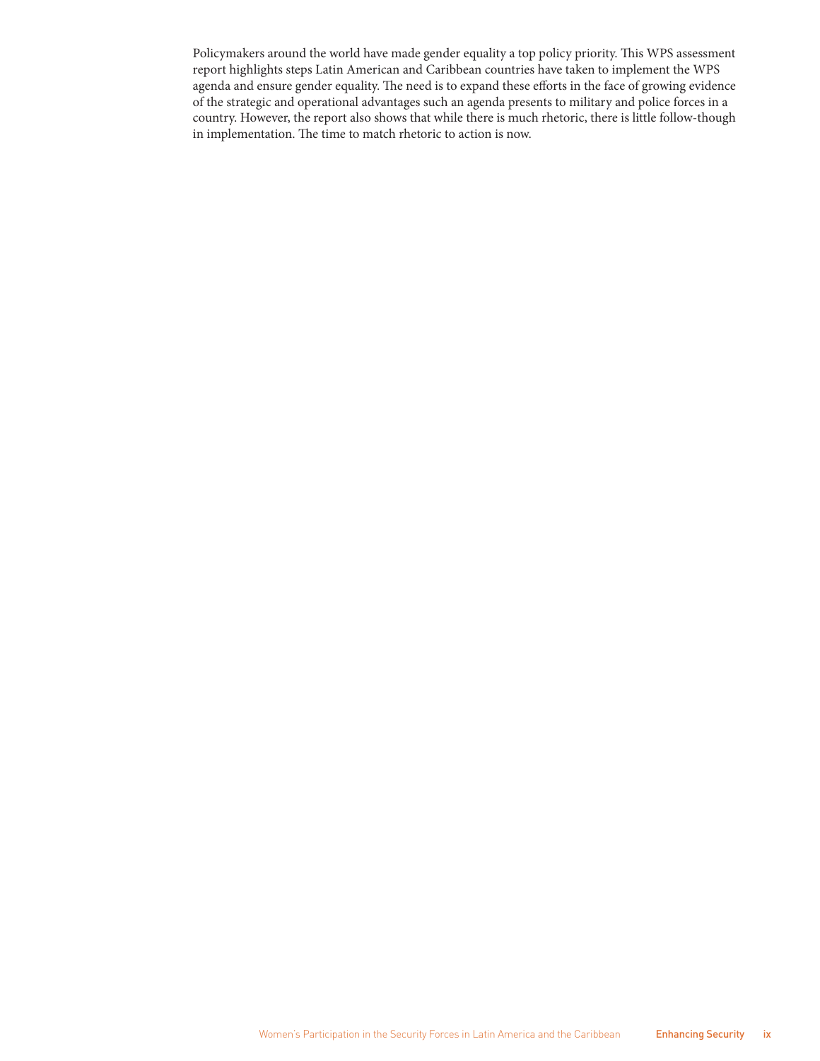Policymakers around the world have made gender equality a top policy priority. This WPS assessment report highlights steps Latin American and Caribbean countries have taken to implement the WPS agenda and ensure gender equality. The need is to expand these efforts in the face of growing evidence of the strategic and operational advantages such an agenda presents to military and police forces in a country. However, the report also shows that while there is much rhetoric, there is little follow-though in implementation. The time to match rhetoric to action is now.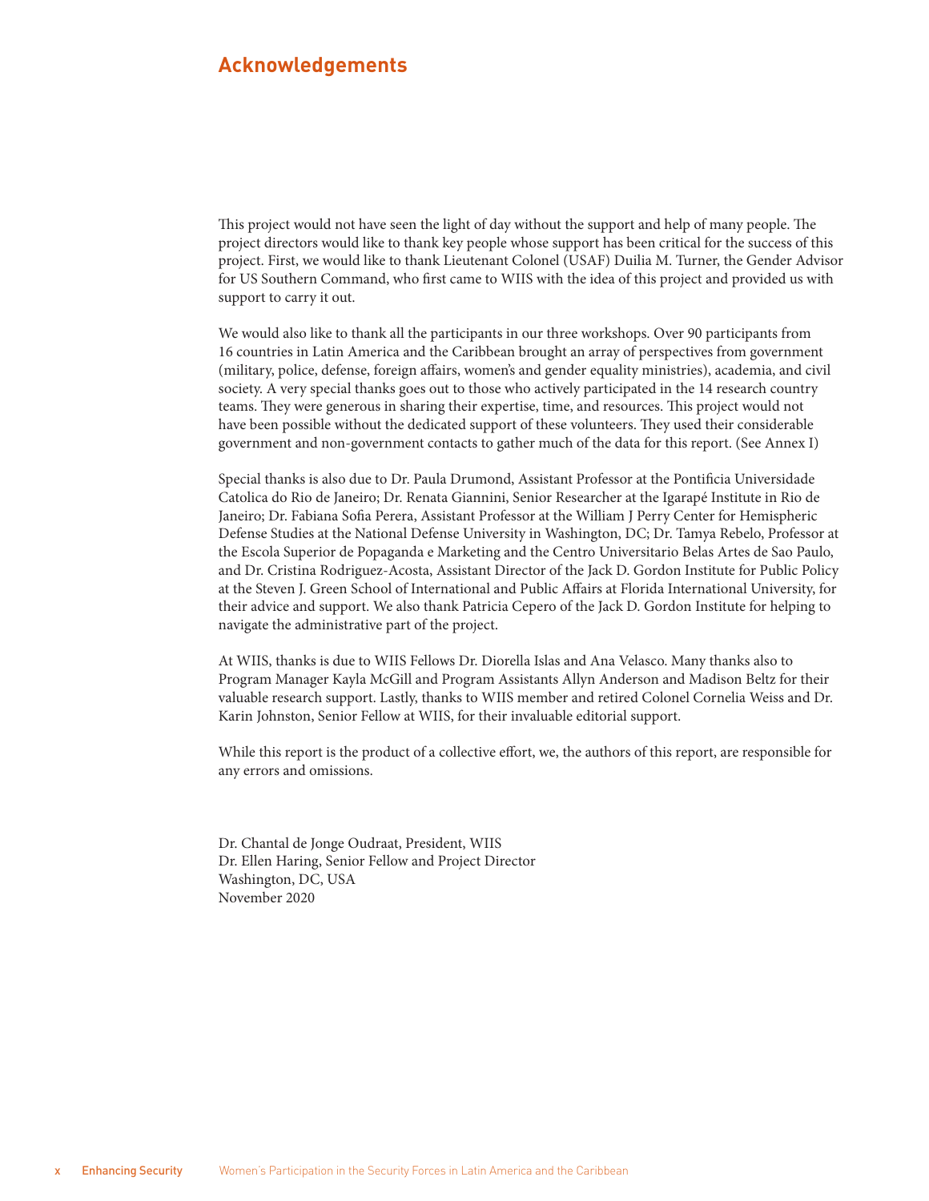## Acknowledgements

This project would not have seen the light of day without the support and help of many people. The project directors would like to thank key people whose support has been critical for the success of this project. First, we would like to thank Lieutenant Colonel (USAF) Duilia M. Turner, the Gender Advisor for US Southern Command, who first came to WIIS with the idea of this project and provided us with support to carry it out.

We would also like to thank all the participants in our three workshops. Over 90 participants from 16 countries in Latin America and the Caribbean brought an array of perspectives from government (military, police, defense, foreign affairs, women's and gender equality ministries), academia, and civil society. A very special thanks goes out to those who actively participated in the 14 research country teams. They were generous in sharing their expertise, time, and resources. This project would not have been possible without the dedicated support of these volunteers. They used their considerable government and non-government contacts to gather much of the data for this report. (See Annex I)

Special thanks is also due to Dr. Paula Drumond, Assistant Professor at the Pontificia Universidade Catolica do Rio de Janeiro; Dr. Renata Giannini, Senior Researcher at the Igarapé Institute in Rio de Janeiro; Dr. Fabiana Sofia Perera, Assistant Professor at the William J Perry Center for Hemispheric Defense Studies at the National Defense University in Washington, DC; Dr. Tamya Rebelo, Professor at the Escola Superior de Popaganda e Marketing and the Centro Universitario Belas Artes de Sao Paulo, and Dr. Cristina Rodriguez-Acosta, Assistant Director of the Jack D. Gordon Institute for Public Policy at the Steven J. Green School of International and Public Affairs at Florida International University, for their advice and support. We also thank Patricia Cepero of the Jack D. Gordon Institute for helping to navigate the administrative part of the project.

At WIIS, thanks is due to WIIS Fellows Dr. Diorella Islas and Ana Velasco. Many thanks also to Program Manager Kayla McGill and Program Assistants Allyn Anderson and Madison Beltz for their valuable research support. Lastly, thanks to WIIS member and retired Colonel Cornelia Weiss and Dr. Karin Johnston, Senior Fellow at WIIS, for their invaluable editorial support.

While this report is the product of a collective effort, we, the authors of this report, are responsible for any errors and omissions.

Dr. Chantal de Jonge Oudraat, President, WIIS
Dr. Ellen Haring, Senior Fellow and Project Director
Washington, DC, USA
November 2020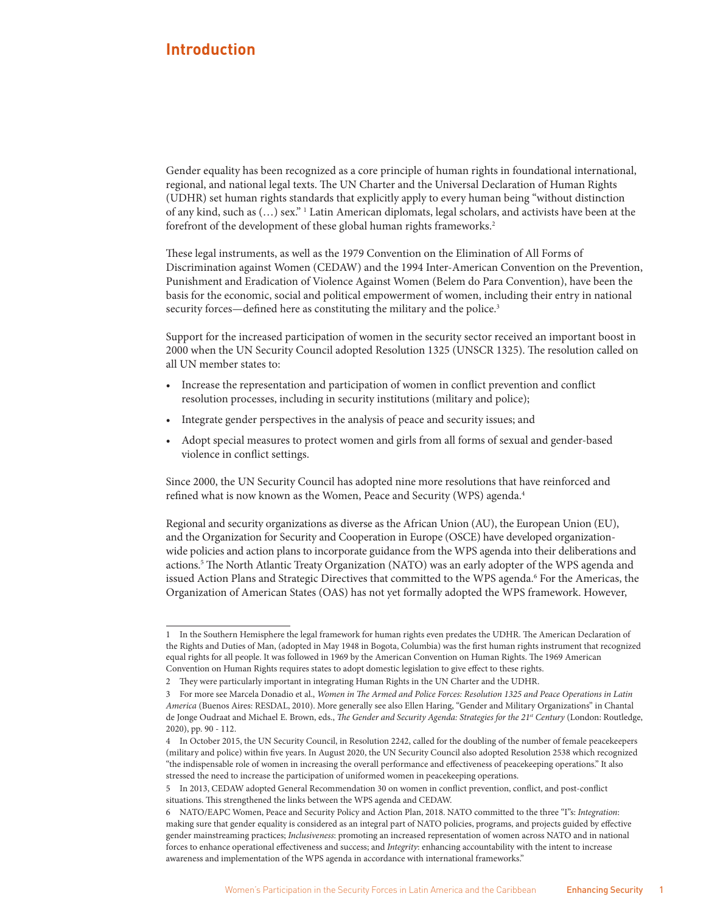## Introduction

Gender equality has been recognized as a core principle of human rights in foundational international, regional, and national legal texts. The UN Charter and the Universal Declaration of Human Rights (UDHR) set human rights standards that explicitly apply to every human being "without distinction of any kind, such as (…) sex." [1] Latin American diplomats, legal scholars, and activists have been at the forefront of the development of these global human rights frameworks.[2]

These legal instruments, as well as the 1979 Convention on the Elimination of All Forms of Discrimination against Women (CEDAW) and the 1994 Inter-American Convention on the Prevention, Punishment and Eradication of Violence Against Women (Belem do Para Convention), have been the basis for the economic, social and political empowerment of women, including their entry in national security forces—defined here as constituting the military and the police.[3]

Support for the increased participation of women in the security sector received an important boost in 2000 when the UN Security Council adopted Resolution 1325 (UNSCR 1325). The resolution called on all UN member states to:

- Increase the representation and participation of women in conflict prevention and conflict resolution processes, including in security institutions (military and police);
- Integrate gender perspectives in the analysis of peace and security issues; and
- Adopt special measures to protect women and girls from all forms of sexual and gender-based violence in conflict settings.

Since 2000, the UN Security Council has adopted nine more resolutions that have reinforced and refined what is now known as the Women, Peace and Security (WPS) agenda.[4]

Regional and security organizations as diverse as the African Union (AU), the European Union (EU), and the Organization for Security and Cooperation in Europe (OSCE) have developed organization-wide policies and action plans to incorporate guidance from the WPS agenda into their deliberations and actions.[5] The North Atlantic Treaty Organization (NATO) was an early adopter of the WPS agenda and issued Action Plans and Strategic Directives that committed to the WPS agenda.[6] For the Americas, the Organization of American States (OAS) has not yet formally adopted the WPS framework. However,

---

1 In the Southern Hemisphere the legal framework for human rights even predates the UDHR. The American Declaration of the Rights and Duties of Man, (adopted in May 1948 in Bogota, Columbia) was the first human rights instrument that recognized equal rights for all people. It was followed in 1969 by the American Convention on Human Rights. The 1969 American Convention on Human Rights requires states to adopt domestic legislation to give effect to these rights.

2 They were particularly important in integrating Human Rights in the UN Charter and the UDHR.

3 For more see Marcela Donadio et al., *Women in The Armed and Police Forces: Resolution 1325 and Peace Operations in Latin America* (Buenos Aires: RESDAL, 2010). More generally see also Ellen Haring, "Gender and Military Organizations" in Chantal de Jonge Oudraat and Michael E. Brown, eds., *The Gender and Security Agenda: Strategies for the 21st Century* (London: Routledge, 2020), pp. 90 - 112.

4 In October 2015, the UN Security Council, in Resolution 2242, called for the doubling of the number of female peacekeepers (military and police) within five years. In August 2020, the UN Security Council also adopted Resolution 2538 which recognized "the indispensable role of women in increasing the overall performance and effectiveness of peacekeeping operations." It also stressed the need to increase the participation of uniformed women in peacekeeping operations.

5 In 2013, CEDAW adopted General Recommendation 30 on women in conflict prevention, conflict, and post-conflict situations. This strengthened the links between the WPS agenda and CEDAW.

6 NATO/EAPC Women, Peace and Security Policy and Action Plan, 2018. NATO committed to the three "I"s: *Integration*: making sure that gender equality is considered as an integral part of NATO policies, programs, and projects guided by effective gender mainstreaming practices; *Inclusiveness*: promoting an increased representation of women across NATO and in national forces to enhance operational effectiveness and success; and *Integrity*: enhancing accountability with the intent to increase awareness and implementation of the WPS agenda in accordance with international frameworks."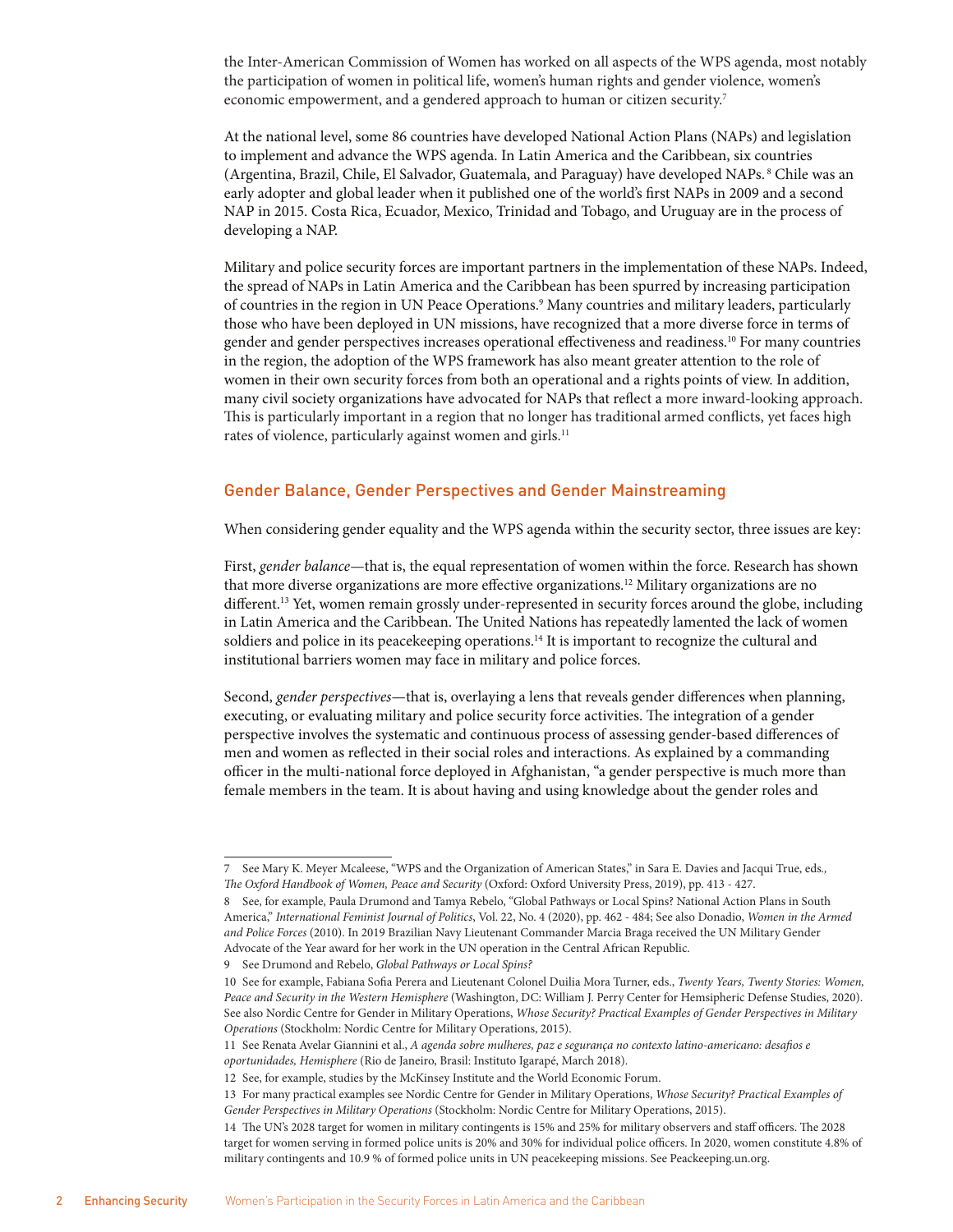the Inter-American Commission of Women has worked on all aspects of the WPS agenda, most notably the participation of women in political life, women's human rights and gender violence, women's economic empowerment, and a gendered approach to human or citizen security.[7]

At the national level, some 86 countries have developed National Action Plans (NAPs) and legislation to implement and advance the WPS agenda. In Latin America and the Caribbean, six countries (Argentina, Brazil, Chile, El Salvador, Guatemala, and Paraguay) have developed NAPs.[8] Chile was an early adopter and global leader when it published one of the world's first NAPs in 2009 and a second NAP in 2015. Costa Rica, Ecuador, Mexico, Trinidad and Tobago, and Uruguay are in the process of developing a NAP.

Military and police security forces are important partners in the implementation of these NAPs. Indeed, the spread of NAPs in Latin America and the Caribbean has been spurred by increasing participation of countries in the region in UN Peace Operations.[9] Many countries and military leaders, particularly those who have been deployed in UN missions, have recognized that a more diverse force in terms of gender and gender perspectives increases operational effectiveness and readiness.[10] For many countries in the region, the adoption of the WPS framework has also meant greater attention to the role of women in their own security forces from both an operational and a rights points of view. In addition, many civil society organizations have advocated for NAPs that reflect a more inward-looking approach. This is particularly important in a region that no longer has traditional armed conflicts, yet faces high rates of violence, particularly against women and girls.[11]

## Gender Balance, Gender Perspectives and Gender Mainstreaming

When considering gender equality and the WPS agenda within the security sector, three issues are key:

First, *gender balance*—that is, the equal representation of women within the force. Research has shown that more diverse organizations are more effective organizations.[12] Military organizations are no different.[13] Yet, women remain grossly under-represented in security forces around the globe, including in Latin America and the Caribbean. The United Nations has repeatedly lamented the lack of women soldiers and police in its peacekeeping operations.[14] It is important to recognize the cultural and institutional barriers women may face in military and police forces.

Second, *gender perspectives*—that is, overlaying a lens that reveals gender differences when planning, executing, or evaluating military and police security force activities. The integration of a gender perspective involves the systematic and continuous process of assessing gender-based differences of men and women as reflected in their social roles and interactions. As explained by a commanding officer in the multi-national force deployed in Afghanistan, "a gender perspective is much more than female members in the team. It is about having and using knowledge about the gender roles and

---

7 See Mary K. Meyer Mcaleese, "WPS and the Organization of American States," in Sara E. Davies and Jacqui True, eds., *The Oxford Handbook of Women, Peace and Security* (Oxford: Oxford University Press, 2019), pp. 413 - 427.

8 See, for example, Paula Drumond and Tamya Rebelo, "Global Pathways or Local Spins? National Action Plans in South America," *International Feminist Journal of Politics*, Vol. 22, No. 4 (2020), pp. 462 - 484; See also Donadio, *Women in the Armed and Police Forces* (2010). In 2019 Brazilian Navy Lieutenant Commander Marcia Braga received the UN Military Gender Advocate of the Year award for her work in the UN operation in the Central African Republic.

9 See Drumond and Rebelo, *Global Pathways or Local Spins?*

10 See for example, Fabiana Sofia Perera and Lieutenant Colonel Duilia Mora Turner, eds., *Twenty Years, Twenty Stories: Women, Peace and Security in the Western Hemisphere* (Washington, DC: William J. Perry Center for Hemsipheric Defense Studies, 2020). See also Nordic Centre for Gender in Military Operations, *Whose Security? Practical Examples of Gender Perspectives in Military Operations* (Stockholm: Nordic Centre for Military Operations, 2015).

11 See Renata Avelar Giannini et al., *A agenda sobre mulheres, paz e segurança no contexto latino-americano: desafios e oportunidades, Hemisphere* (Rio de Janeiro, Brasil: Instituto Igarapé, March 2018).

12 See, for example, studies by the McKinsey Institute and the World Economic Forum.

13 For many practical examples see Nordic Centre for Gender in Military Operations, *Whose Security? Practical Examples of Gender Perspectives in Military Operations* (Stockholm: Nordic Centre for Military Operations, 2015).

14 The UN's 2028 target for women in military contingents is 15% and 25% for military observers and staff officers. The 2028 target for women serving in formed police units is 20% and 30% for individual police officers. In 2020, women constitute 4.8% of military contingents and 10.9 % of formed police units in UN peacekeeping missions. See Peackeeping.un.org.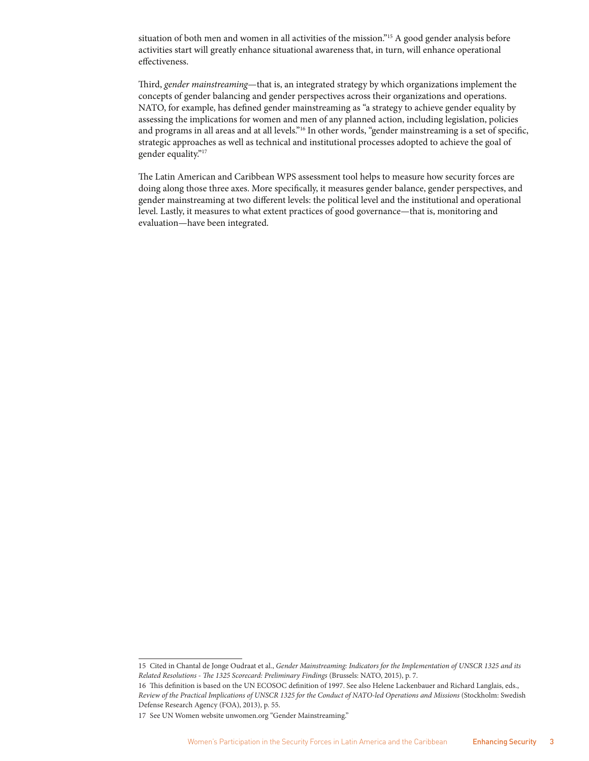situation of both men and women in all activities of the mission."[15] A good gender analysis before activities start will greatly enhance situational awareness that, in turn, will enhance operational effectiveness.

Third, *gender mainstreaming*—that is, an integrated strategy by which organizations implement the concepts of gender balancing and gender perspectives across their organizations and operations. NATO, for example, has defined gender mainstreaming as "a strategy to achieve gender equality by assessing the implications for women and men of any planned action, including legislation, policies and programs in all areas and at all levels."[16] In other words, "gender mainstreaming is a set of specific, strategic approaches as well as technical and institutional processes adopted to achieve the goal of gender equality."[17]

The Latin American and Caribbean WPS assessment tool helps to measure how security forces are doing along those three axes. More specifically, it measures gender balance, gender perspectives, and gender mainstreaming at two different levels: the political level and the institutional and operational level. Lastly, it measures to what extent practices of good governance—that is, monitoring and evaluation—have been integrated.

---

15 Cited in Chantal de Jonge Oudraat et al., *Gender Mainstreaming: Indicators for the Implementation of UNSCR 1325 and its Related Resolutions - The 1325 Scorecard: Preliminary Findings* (Brussels: NATO, 2015), p. 7.

16 This definition is based on the UN ECOSOC definition of 1997. See also Helene Lackenbauer and Richard Langlais, eds., *Review of the Practical Implications of UNSCR 1325 for the Conduct of NATO-led Operations and Missions* (Stockholm: Swedish Defense Research Agency (FOA), 2013), p. 55.

17 See UN Women website unwomen.org "Gender Mainstreaming."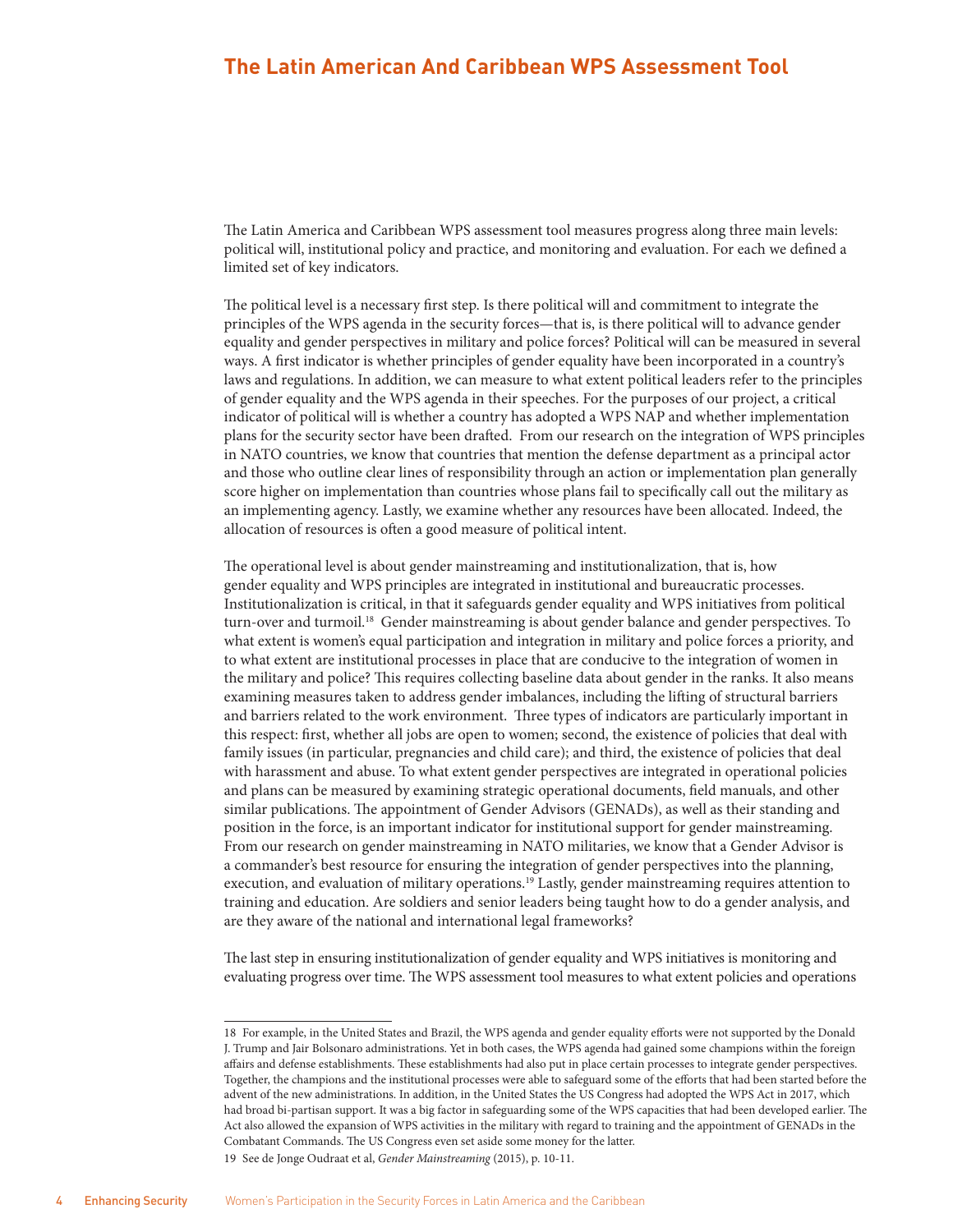## The Latin American And Caribbean WPS Assessment Tool

The Latin America and Caribbean WPS assessment tool measures progress along three main levels: political will, institutional policy and practice, and monitoring and evaluation. For each we defined a limited set of key indicators.

The political level is a necessary first step. Is there political will and commitment to integrate the principles of the WPS agenda in the security forces—that is, is there political will to advance gender equality and gender perspectives in military and police forces? Political will can be measured in several ways. A first indicator is whether principles of gender equality have been incorporated in a country's laws and regulations. In addition, we can measure to what extent political leaders refer to the principles of gender equality and the WPS agenda in their speeches. For the purposes of our project, a critical indicator of political will is whether a country has adopted a WPS NAP and whether implementation plans for the security sector have been drafted. From our research on the integration of WPS principles in NATO countries, we know that countries that mention the defense department as a principal actor and those who outline clear lines of responsibility through an action or implementation plan generally score higher on implementation than countries whose plans fail to specifically call out the military as an implementing agency. Lastly, we examine whether any resources have been allocated. Indeed, the allocation of resources is often a good measure of political intent.

The operational level is about gender mainstreaming and institutionalization, that is, how gender equality and WPS principles are integrated in institutional and bureaucratic processes. Institutionalization is critical, in that it safeguards gender equality and WPS initiatives from political turn-over and turmoil.[18] Gender mainstreaming is about gender balance and gender perspectives. To what extent is women's equal participation and integration in military and police forces a priority, and to what extent are institutional processes in place that are conducive to the integration of women in the military and police? This requires collecting baseline data about gender in the ranks. It also means examining measures taken to address gender imbalances, including the lifting of structural barriers and barriers related to the work environment. Three types of indicators are particularly important in this respect: first, whether all jobs are open to women; second, the existence of policies that deal with family issues (in particular, pregnancies and child care); and third, the existence of policies that deal with harassment and abuse. To what extent gender perspectives are integrated in operational policies and plans can be measured by examining strategic operational documents, field manuals, and other similar publications. The appointment of Gender Advisors (GENADs), as well as their standing and position in the force, is an important indicator for institutional support for gender mainstreaming. From our research on gender mainstreaming in NATO militaries, we know that a Gender Advisor is a commander's best resource for ensuring the integration of gender perspectives into the planning, execution, and evaluation of military operations.[19] Lastly, gender mainstreaming requires attention to training and education. Are soldiers and senior leaders being taught how to do a gender analysis, and are they aware of the national and international legal frameworks?

The last step in ensuring institutionalization of gender equality and WPS initiatives is monitoring and evaluating progress over time. The WPS assessment tool measures to what extent policies and operations

---

18 For example, in the United States and Brazil, the WPS agenda and gender equality efforts were not supported by the Donald J. Trump and Jair Bolsonaro administrations. Yet in both cases, the WPS agenda had gained some champions within the foreign affairs and defense establishments. These establishments had also put in place certain processes to integrate gender perspectives. Together, the champions and the institutional processes were able to safeguard some of the efforts that had been started before the advent of the new administrations. In addition, in the United States the US Congress had adopted the WPS Act in 2017, which had broad bi-partisan support. It was a big factor in safeguarding some of the WPS capacities that had been developed earlier. The Act also allowed the expansion of WPS activities in the military with regard to training and the appointment of GENADs in the Combatant Commands. The US Congress even set aside some money for the latter.

19 See de Jonge Oudraat et al, *Gender Mainstreaming* (2015), p. 10-11.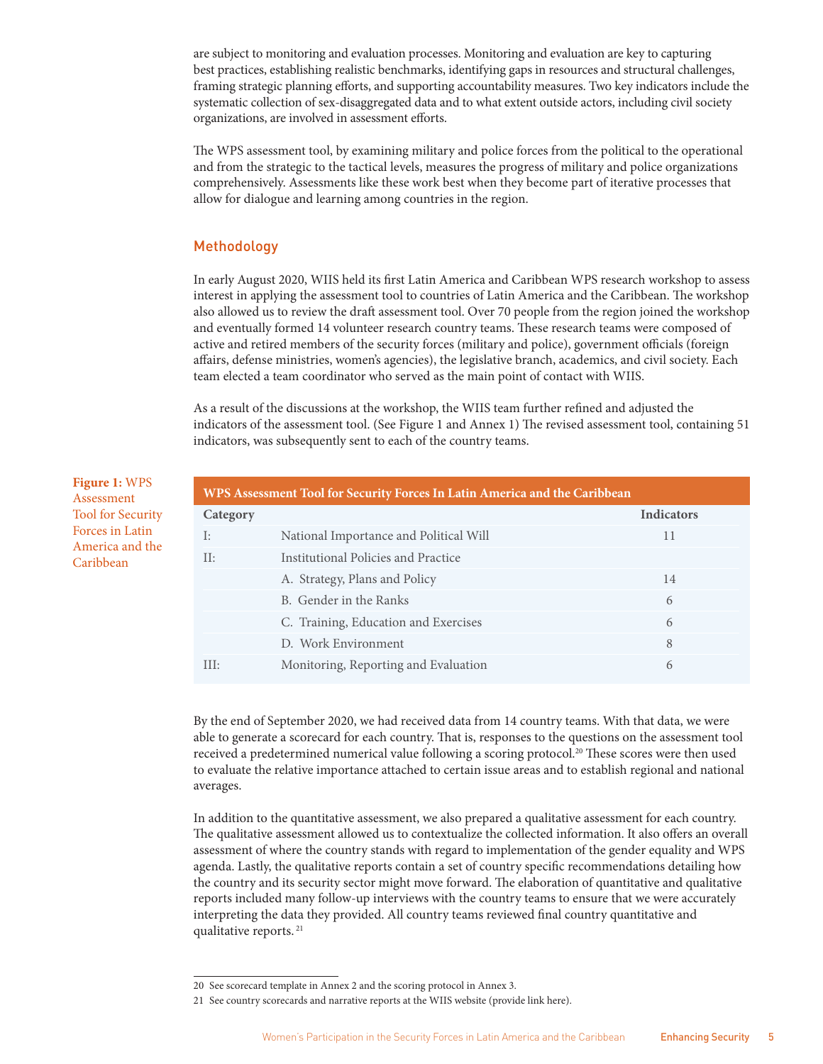are subject to monitoring and evaluation processes. Monitoring and evaluation are key to capturing best practices, establishing realistic benchmarks, identifying gaps in resources and structural challenges, framing strategic planning efforts, and supporting accountability measures. Two key indicators include the systematic collection of sex-disaggregated data and to what extent outside actors, including civil society organizations, are involved in assessment efforts.

The WPS assessment tool, by examining military and police forces from the political to the operational and from the strategic to the tactical levels, measures the progress of military and police organizations comprehensively. Assessments like these work best when they become part of iterative processes that allow for dialogue and learning among countries in the region.

## Methodology

In early August 2020, WIIS held its first Latin America and Caribbean WPS research workshop to assess interest in applying the assessment tool to countries of Latin America and the Caribbean. The workshop also allowed us to review the draft assessment tool. Over 70 people from the region joined the workshop and eventually formed 14 volunteer research country teams. These research teams were composed of active and retired members of the security forces (military and police), government officials (foreign affairs, defense ministries, women's agencies), the legislative branch, academics, and civil society. Each team elected a team coordinator who served as the main point of contact with WIIS.

As a result of the discussions at the workshop, the WIIS team further refined and adjusted the indicators of the assessment tool. (See Figure 1 and Annex 1) The revised assessment tool, containing 51 indicators, was subsequently sent to each of the country teams.

**Figure 1:** WPS Assessment Tool for Security Forces in Latin America and the Caribbean

**WPS Assessment Tool for Security Forces In Latin America and the Caribbean**

| Category | | Indicators |
|---|---|---|
| I: | National Importance and Political Will | 11 |
| II: | Institutional Policies and Practice | |
| | A. Strategy, Plans and Policy | 14 |
| | B. Gender in the Ranks | 6 |
| | C. Training, Education and Exercises | 6 |
| | D. Work Environment | 8 |
| III: | Monitoring, Reporting and Evaluation | 6 |

By the end of September 2020, we had received data from 14 country teams. With that data, we were able to generate a scorecard for each country. That is, responses to the questions on the assessment tool received a predetermined numerical value following a scoring protocol.[20] These scores were then used to evaluate the relative importance attached to certain issue areas and to establish regional and national averages.

In addition to the quantitative assessment, we also prepared a qualitative assessment for each country. The qualitative assessment allowed us to contextualize the collected information. It also offers an overall assessment of where the country stands with regard to implementation of the gender equality and WPS agenda. Lastly, the qualitative reports contain a set of country specific recommendations detailing how the country and its security sector might move forward. The elaboration of quantitative and qualitative reports included many follow-up interviews with the country teams to ensure that we were accurately interpreting the data they provided. All country teams reviewed final country quantitative and qualitative reports.[21]

20 See scorecard template in Annex 2 and the scoring protocol in Annex 3.

21 See country scorecards and narrative reports at the WIIS website (provide link here).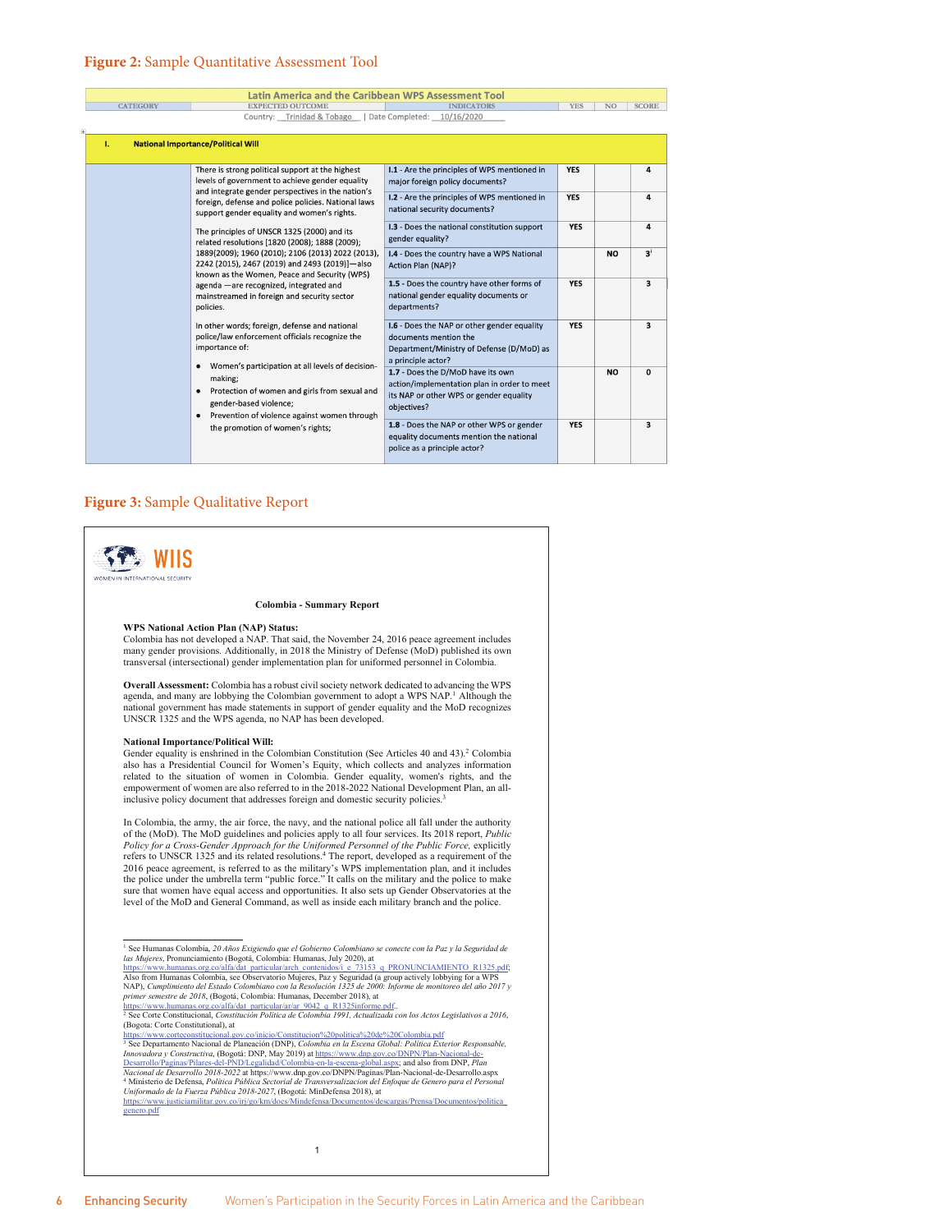## Figure 2: Sample Quantitative Assessment Tool

| Latin America and the Caribbean WPS Assessment Tool | | | | | |
|---|---|---|---|---|---|
| CATEGORY | EXPECTED OUTCOME | INDICATORS | YES | NO | SCORE |
| Country: Trinidad & Tobago \| Date Completed: 10/16/2020 | | | | | |
| I. National Importance/Political Will | | | | | |
| | There is strong political support at the highest levels of government to achieve gender equality and integrate gender perspectives in the nation's foreign, defense and police policies. National laws support gender equality and women's rights. The principles of UNSCR 1325 (2000) and its related resolutions [1820 (2008); 1888 (2009); 1889(2009); 1960 (2010); 2106 (2013) 2022 (2013), 2242 (2015), 2467 (2019) and 2493 (2019)]—also known as the Women, Peace and Security (WPS) agenda —are recognized, integrated and mainstreamed in foreign and security sector policies. In other words; foreign, defense and national police/law enforcement officials recognize the importance of: • Women's participation at all levels of decision-making; • Protection of women and girls from sexual and gender-based violence; • Prevention of violence against women through the promotion of women's rights; | **I.1** - Are the principles of WPS mentioned in major foreign policy documents? | YES | | 4 |
| | | **I.2** - Are the principles of WPS mentioned in national security documents? | YES | | 4 |
| | | **I.3** - Does the national constitution support gender equality? | YES | | 4 |
| | | **I.4** - Does the country have a WPS National Action Plan (NAP)? | | NO | 3[i] |
| | | **I.5** - Does the country have other forms of national gender equality documents or departments? | YES | | 3 |
| | | **I.6** - Does the NAP or other gender equality documents mention the Department/Ministry of Defense (D/MoD) as a principle actor? | YES | | 3 |
| | | **I.7** - Does the D/MoD have its own action/implementation plan in order to meet its NAP or other WPS or gender equality objectives? | | NO | 0 |
| | | **I.8** - Does the NAP or other WPS or gender equality documents mention the national police as a principle actor? | YES | | 3 |

## Figure 3: Sample Qualitative Report

WIIS
WOMEN IN INTERNATIONAL SECURITY

**Colombia - Summary Report**

**WPS National Action Plan (NAP) Status:**
Colombia has not developed a NAP. That said, the November 24, 2016 peace agreement includes many gender provisions. Additionally, in 2018 the Ministry of Defense (MoD) published its own transversal (intersectional) gender implementation plan for uniformed personnel in Colombia.

**Overall Assessment:** Colombia has a robust civil society network dedicated to advancing the WPS agenda, and many are lobbying the Colombian government to adopt a WPS NAP.[1] Although the national government has made statements in support of gender equality and the MoD recognizes UNSCR 1325 and the WPS agenda, no NAP has been developed.

**National Importance/Political Will:**
Gender equality is enshrined in the Colombian Constitution (See Articles 40 and 43).[2] Colombia also has a Presidential Council for Women's Equity, which collects and analyzes information related to the situation of women in Colombia. Gender equality, women's rights, and the empowerment of women are also referred to in the 2018-2022 National Development Plan, an all-inclusive policy document that addresses foreign and domestic security policies.[3]

In Colombia, the army, the air force, the navy, and the national police all fall under the authority of the (MoD). The MoD guidelines and policies apply to all four services. Its 2018 report, *Public Policy for a Cross-Gender Approach for the Uniformed Personnel of the Public Force,* explicitly refers to UNSCR 1325 and its related resolutions.[4] The report, developed as a requirement of the 2016 peace agreement, is referred to as the military's WPS implementation plan, and it includes the police under the umbrella term "public force." It calls on the military and the police to make sure that women have equal access and opportunities. It also sets up Gender Observatories at the level of the MoD and General Command, as well as inside each military branch and the police.

[1] See Humanas Colombia, *20 Años Exigiendo que el Gobierno Colombiano se conecte con la Paz y la Seguridad de las Mujeres*, Pronunciamiento (Bogotá, Colombia: Humanas, July 2020), at https://www.humanas.org.co/alfa/dat_particular/arch_contenidos/i_e_73153_q_PRONUNCIAMIENTO_R1325.pdf; Also from Humanas Colombia, see Observatorio Mujeres, Paz y Seguridad (a group actively lobbying for a WPS NAP), *Cumplimiento del Estado Colombiano con la Resolución 1325 de 2000: Informe de monitoreo del año 2017 y primer semestre de 2018*, (Bogotá, Colombia: Humanas, December 2018), at https://www.humanas.org.co/alfa/dat_particular/ar/ar_9042_q_R1325informe.pdf..
[2] See Corte Constitucional, *Constitución Política de Colombia 1991, Actualizada con los Actos Legislativos a 2016*, (Bogota: Corte Constitutional), at https://www.corteconstitucional.gov.co/inicio/Constitucion%20politica%20de%20Colombia.pdf
[3] See Departamento Nacional de Planeación (DNP), *Colombia en la Escena Global: Política Exterior Responsable, Innovadora y Constructiva*, (Bogotá: DNP, May 2019) at https://www.dnp.gov.co/DNPN/Plan-Nacional-de-Desarrollo/Paginas/Pilares-del-PND/Legalidad/Colombia-en-la-escena-global.aspx; and also from DNP, *Plan Nacional de Desarrollo 2018-2022* at https://www.dnp.gov.co/DNPN/Paginas/Plan-Nacional-de-Desarrollo.aspx
[4] Ministerio de Defensa, *Política Pública Sectorial de Transversalizacion del Enfoque de Genero para el Personal Uniformado de la Fuerza Pública 2018-2027*, (Bogotá: MinDefensa 2018), at https://www.justiciamilitar.gov.co/irj/go/km/docs/Mindefensa/Documentos/descargas/Prensa/Documentos/politica_genero.pdf

1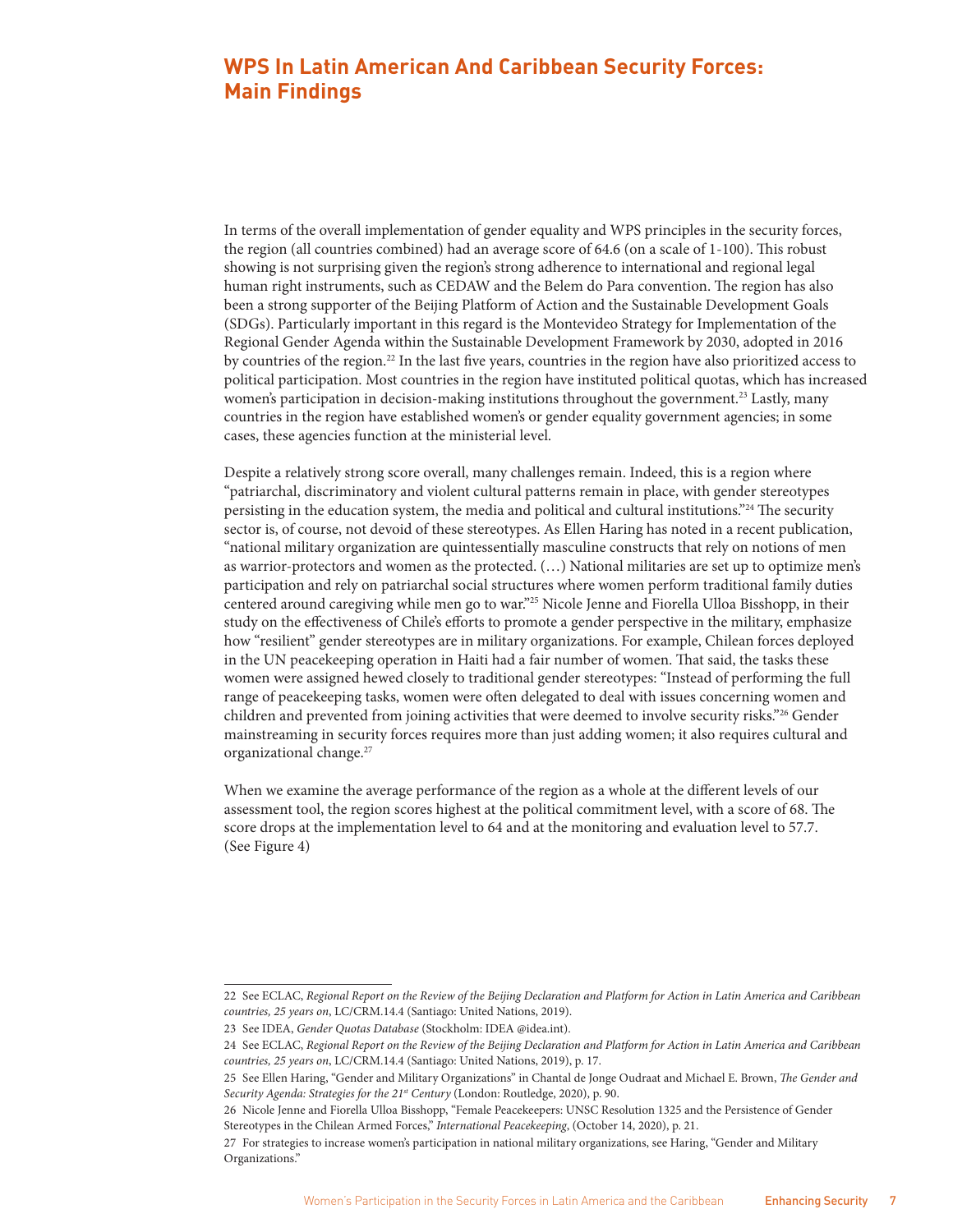## WPS In Latin American And Caribbean Security Forces: Main Findings

In terms of the overall implementation of gender equality and WPS principles in the security forces, the region (all countries combined) had an average score of 64.6 (on a scale of 1-100). This robust showing is not surprising given the region's strong adherence to international and regional legal human right instruments, such as CEDAW and the Belem do Para convention. The region has also been a strong supporter of the Beijing Platform of Action and the Sustainable Development Goals (SDGs). Particularly important in this regard is the Montevideo Strategy for Implementation of the Regional Gender Agenda within the Sustainable Development Framework by 2030, adopted in 2016 by countries of the region.[22] In the last five years, countries in the region have also prioritized access to political participation. Most countries in the region have instituted political quotas, which has increased women's participation in decision-making institutions throughout the government.[23] Lastly, many countries in the region have established women's or gender equality government agencies; in some cases, these agencies function at the ministerial level.

Despite a relatively strong score overall, many challenges remain. Indeed, this is a region where "patriarchal, discriminatory and violent cultural patterns remain in place, with gender stereotypes persisting in the education system, the media and political and cultural institutions."[24] The security sector is, of course, not devoid of these stereotypes. As Ellen Haring has noted in a recent publication, "national military organization are quintessentially masculine constructs that rely on notions of men as warrior-protectors and women as the protected. (…) National militaries are set up to optimize men's participation and rely on patriarchal social structures where women perform traditional family duties centered around caregiving while men go to war."[25] Nicole Jenne and Fiorella Ulloa Bisshopp, in their study on the effectiveness of Chile's efforts to promote a gender perspective in the military, emphasize how "resilient" gender stereotypes are in military organizations. For example, Chilean forces deployed in the UN peacekeeping operation in Haiti had a fair number of women. That said, the tasks these women were assigned hewed closely to traditional gender stereotypes: "Instead of performing the full range of peacekeeping tasks, women were often delegated to deal with issues concerning women and children and prevented from joining activities that were deemed to involve security risks."[26] Gender mainstreaming in security forces requires more than just adding women; it also requires cultural and organizational change.[27]

When we examine the average performance of the region as a whole at the different levels of our assessment tool, the region scores highest at the political commitment level, with a score of 68. The score drops at the implementation level to 64 and at the monitoring and evaluation level to 57.7. (See Figure 4)

---

22 See ECLAC, *Regional Report on the Review of the Beijing Declaration and Platform for Action in Latin America and Caribbean countries, 25 years on*, LC/CRM.14.4 (Santiago: United Nations, 2019).

23 See IDEA, *Gender Quotas Database* (Stockholm: IDEA @idea.int).

24 See ECLAC, *Regional Report on the Review of the Beijing Declaration and Platform for Action in Latin America and Caribbean countries, 25 years on*, LC/CRM.14.4 (Santiago: United Nations, 2019), p. 17.

25 See Ellen Haring, "Gender and Military Organizations" in Chantal de Jonge Oudraat and Michael E. Brown, *The Gender and Security Agenda: Strategies for the 21st Century* (London: Routledge, 2020), p. 90.

26 Nicole Jenne and Fiorella Ulloa Bisshopp, "Female Peacekeepers: UNSC Resolution 1325 and the Persistence of Gender Stereotypes in the Chilean Armed Forces," *International Peacekeeping*, (October 14, 2020), p. 21.

27 For strategies to increase women's participation in national military organizations, see Haring, "Gender and Military Organizations."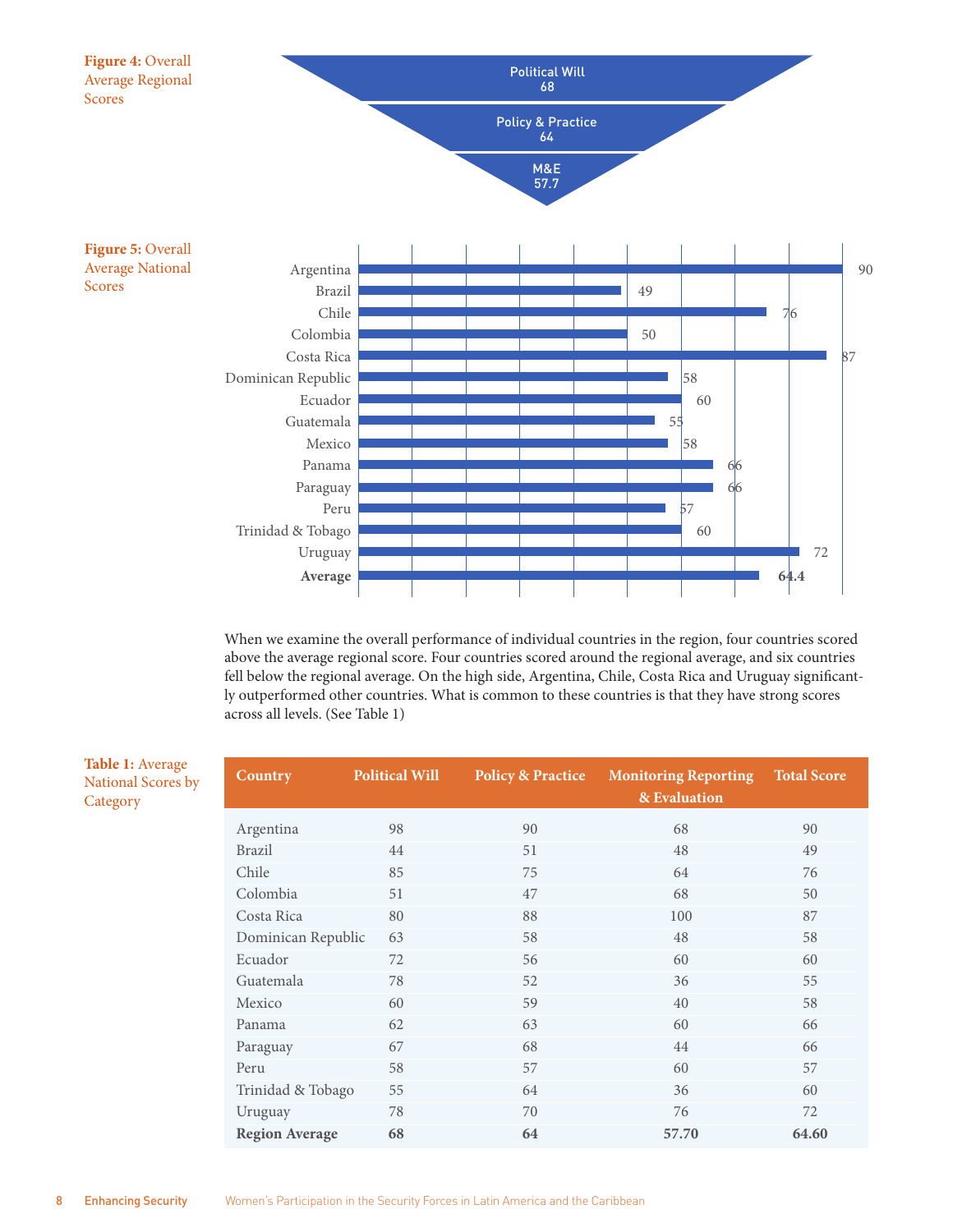**Figure 4:** Overall Average Regional Scores

Political Will
68

Policy & Practice
64

M&E
57.7

**Figure 5:** Overall Average National Scores

Argentina 90
Brazil 49
Chile 76
Colombia 50
Costa Rica 87
Dominican Republic 58
Ecuador 60
Guatemala 55
Mexico 58
Panama 66
Paraguay 66
Peru 57
Trinidad & Tobago 60
Uruguay 72
**Average** **64.4**

When we examine the overall performance of individual countries in the region, four countries scored above the average regional score. Four countries scored around the regional average, and six countries fell below the regional average. On the high side, Argentina, Chile, Costa Rica and Uruguay significantly outperformed other countries. What is common to these countries is that they have strong scores across all levels. (See Table 1)

**Table 1:** Average National Scores by Category

| Country | Political Will | Policy & Practice | Monitoring Reporting & Evaluation | Total Score |
|---|---|---|---|---|
| Argentina | 98 | 90 | 68 | 90 |
| Brazil | 44 | 51 | 48 | 49 |
| Chile | 85 | 75 | 64 | 76 |
| Colombia | 51 | 47 | 68 | 50 |
| Costa Rica | 80 | 88 | 100 | 87 |
| Dominican Republic | 63 | 58 | 48 | 58 |
| Ecuador | 72 | 56 | 60 | 60 |
| Guatemala | 78 | 52 | 36 | 55 |
| Mexico | 60 | 59 | 40 | 58 |
| Panama | 62 | 63 | 60 | 66 |
| Paraguay | 67 | 68 | 44 | 66 |
| Peru | 58 | 57 | 60 | 57 |
| Trinidad & Tobago | 55 | 64 | 36 | 60 |
| Uruguay | 78 | 70 | 76 | 72 |
| **Region Average** | **68** | **64** | **57.70** | **64.60** |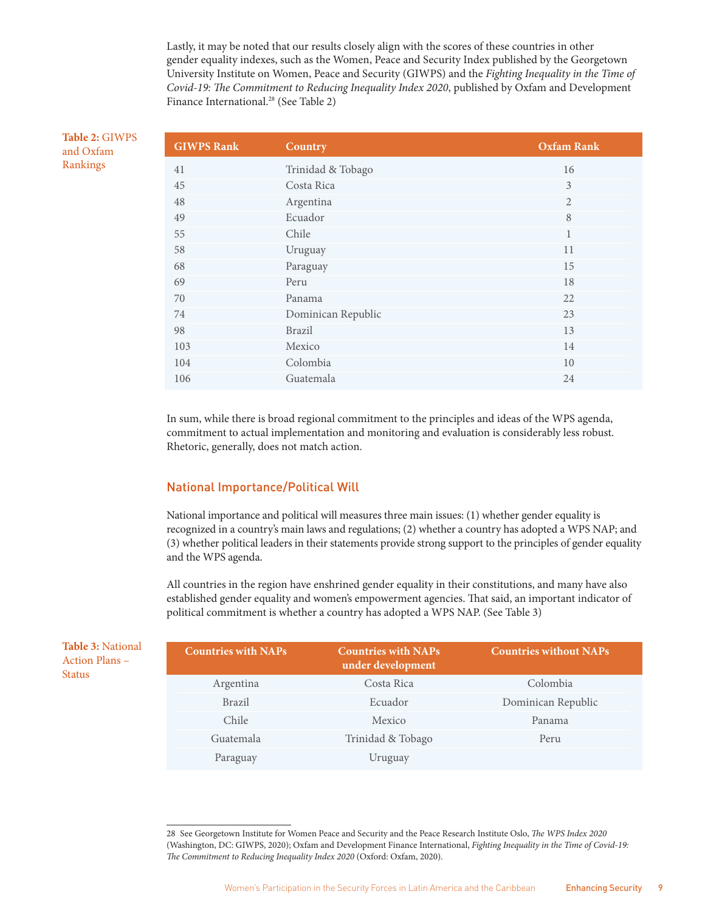Lastly, it may be noted that our results closely align with the scores of these countries in other gender equality indexes, such as the Women, Peace and Security Index published by the Georgetown University Institute on Women, Peace and Security (GIWPS) and the *Fighting Inequality in the Time of Covid-19: The Commitment to Reducing Inequality Index 2020*, published by Oxfam and Development Finance International.[28] (See Table 2)

**Table 2:** GIWPS and Oxfam Rankings

| GIWPS Rank | Country | Oxfam Rank |
|---|---|---|
| 41 | Trinidad & Tobago | 16 |
| 45 | Costa Rica | 3 |
| 48 | Argentina | 2 |
| 49 | Ecuador | 8 |
| 55 | Chile | 1 |
| 58 | Uruguay | 11 |
| 68 | Paraguay | 15 |
| 69 | Peru | 18 |
| 70 | Panama | 22 |
| 74 | Dominican Republic | 23 |
| 98 | Brazil | 13 |
| 103 | Mexico | 14 |
| 104 | Colombia | 10 |
| 106 | Guatemala | 24 |

In sum, while there is broad regional commitment to the principles and ideas of the WPS agenda, commitment to actual implementation and monitoring and evaluation is considerably less robust. Rhetoric, generally, does not match action.

## National Importance/Political Will

National importance and political will measures three main issues: (1) whether gender equality is recognized in a country's main laws and regulations; (2) whether a country has adopted a WPS NAP; and (3) whether political leaders in their statements provide strong support to the principles of gender equality and the WPS agenda.

All countries in the region have enshrined gender equality in their constitutions, and many have also established gender equality and women's empowerment agencies. That said, an important indicator of political commitment is whether a country has adopted a WPS NAP. (See Table 3)

**Table 3:** National Action Plans – Status

| Countries with NAPs | Countries with NAPs under development | Countries without NAPs |
|---|---|---|
| Argentina | Costa Rica | Colombia |
| Brazil | Ecuador | Dominican Republic |
| Chile | Mexico | Panama |
| Guatemala | Trinidad & Tobago | Peru |
| Paraguay | Uruguay | |

28 See Georgetown Institute for Women Peace and Security and the Peace Research Institute Oslo, *The WPS Index 2020* (Washington, DC: GIWPS, 2020); Oxfam and Development Finance International, *Fighting Inequality in the Time of Covid-19: The Commitment to Reducing Inequality Index 2020* (Oxford: Oxfam, 2020).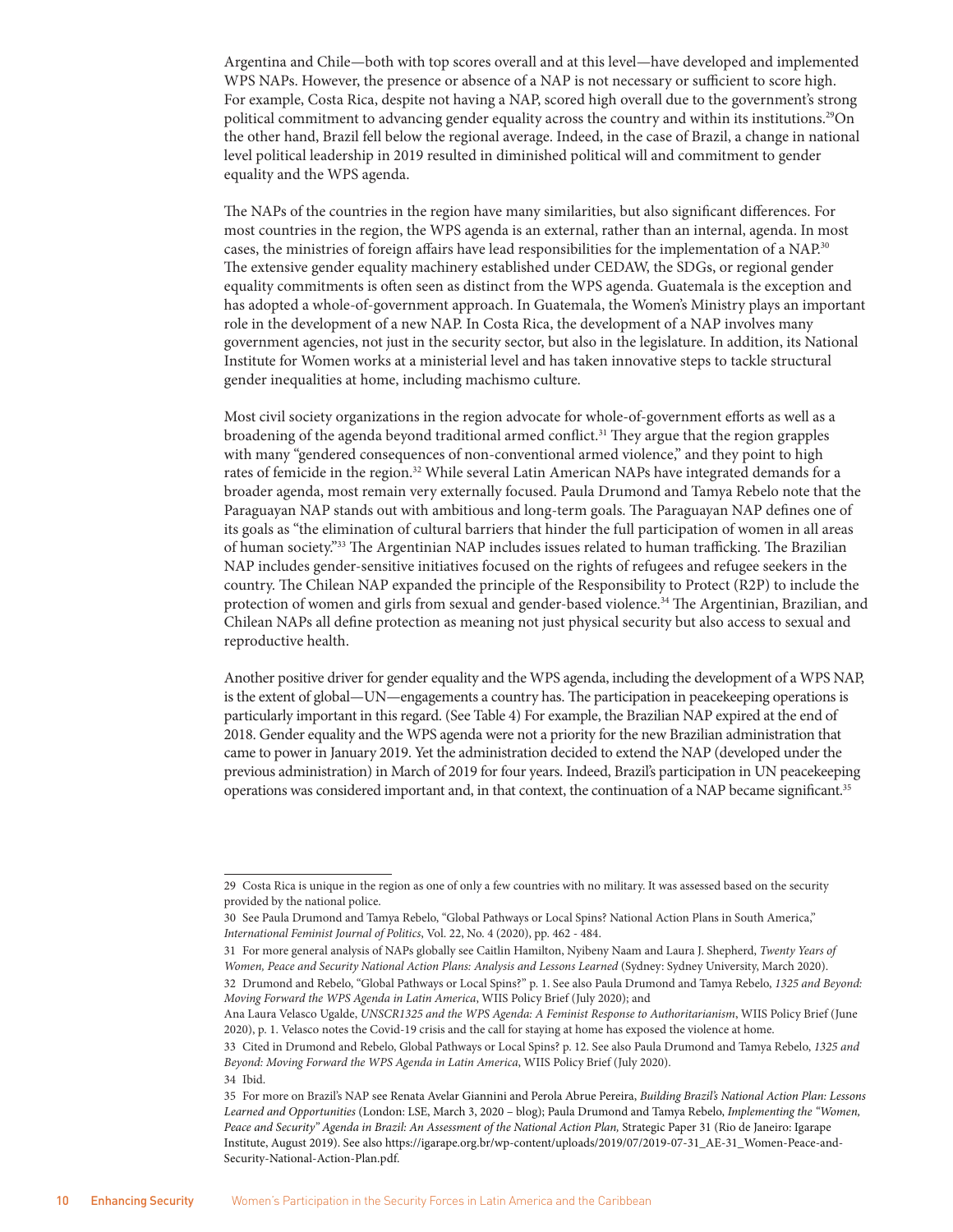Argentina and Chile—both with top scores overall and at this level—have developed and implemented WPS NAPs. However, the presence or absence of a NAP is not necessary or sufficient to score high. For example, Costa Rica, despite not having a NAP, scored high overall due to the government's strong political commitment to advancing gender equality across the country and within its institutions.[29] On the other hand, Brazil fell below the regional average. Indeed, in the case of Brazil, a change in national level political leadership in 2019 resulted in diminished political will and commitment to gender equality and the WPS agenda.

The NAPs of the countries in the region have many similarities, but also significant differences. For most countries in the region, the WPS agenda is an external, rather than an internal, agenda. In most cases, the ministries of foreign affairs have lead responsibilities for the implementation of a NAP.[30] The extensive gender equality machinery established under CEDAW, the SDGs, or regional gender equality commitments is often seen as distinct from the WPS agenda. Guatemala is the exception and has adopted a whole-of-government approach. In Guatemala, the Women's Ministry plays an important role in the development of a new NAP. In Costa Rica, the development of a NAP involves many government agencies, not just in the security sector, but also in the legislature. In addition, its National Institute for Women works at a ministerial level and has taken innovative steps to tackle structural gender inequalities at home, including machismo culture.

Most civil society organizations in the region advocate for whole-of-government efforts as well as a broadening of the agenda beyond traditional armed conflict.[31] They argue that the region grapples with many "gendered consequences of non-conventional armed violence," and they point to high rates of femicide in the region.[32] While several Latin American NAPs have integrated demands for a broader agenda, most remain very externally focused. Paula Drumond and Tamya Rebelo note that the Paraguayan NAP stands out with ambitious and long-term goals. The Paraguayan NAP defines one of its goals as "the elimination of cultural barriers that hinder the full participation of women in all areas of human society."[33] The Argentinian NAP includes issues related to human trafficking. The Brazilian NAP includes gender-sensitive initiatives focused on the rights of refugees and refugee seekers in the country. The Chilean NAP expanded the principle of the Responsibility to Protect (R2P) to include the protection of women and girls from sexual and gender-based violence.[34] The Argentinian, Brazilian, and Chilean NAPs all define protection as meaning not just physical security but also access to sexual and reproductive health.

Another positive driver for gender equality and the WPS agenda, including the development of a WPS NAP, is the extent of global—UN—engagements a country has. The participation in peacekeeping operations is particularly important in this regard. (See Table 4) For example, the Brazilian NAP expired at the end of 2018. Gender equality and the WPS agenda were not a priority for the new Brazilian administration that came to power in January 2019. Yet the administration decided to extend the NAP (developed under the previous administration) in March of 2019 for four years. Indeed, Brazil's participation in UN peacekeeping operations was considered important and, in that context, the continuation of a NAP became significant.[35]

---

29 Costa Rica is unique in the region as one of only a few countries with no military. It was assessed based on the security provided by the national police.

30 See Paula Drumond and Tamya Rebelo, "Global Pathways or Local Spins? National Action Plans in South America," *International Feminist Journal of Politics*, Vol. 22, No. 4 (2020), pp. 462 - 484.

31 For more general analysis of NAPs globally see Caitlin Hamilton, Nyibeny Naam and Laura J. Shepherd, *Twenty Years of Women, Peace and Security National Action Plans: Analysis and Lessons Learned* (Sydney: Sydney University, March 2020).

32 Drumond and Rebelo, "Global Pathways or Local Spins?" p. 1. See also Paula Drumond and Tamya Rebelo, *1325 and Beyond: Moving Forward the WPS Agenda in Latin America*, WIIS Policy Brief (July 2020); and

Ana Laura Velasco Ugalde, *UNSCR1325 and the WPS Agenda: A Feminist Response to Authoritarianism*, WIIS Policy Brief (June 2020), p. 1. Velasco notes the Covid-19 crisis and the call for staying at home has exposed the violence at home.

33 Cited in Drumond and Rebelo, Global Pathways or Local Spins? p. 12. See also Paula Drumond and Tamya Rebelo, *1325 and Beyond: Moving Forward the WPS Agenda in Latin America*, WIIS Policy Brief (July 2020).

34 Ibid.

35 For more on Brazil's NAP see Renata Avelar Giannini and Perola Abrue Pereira, *Building Brazil's National Action Plan: Lessons Learned and Opportunities* (London: LSE, March 3, 2020 – blog); Paula Drumond and Tamya Rebelo, *Implementing the "Women, Peace and Security" Agenda in Brazil: An Assessment of the National Action Plan,* Strategic Paper 31 (Rio de Janeiro: Igarape Institute, August 2019). See also https://igarape.org.br/wp-content/uploads/2019/07/2019-07-31_AE-31_Women-Peace-and-Security-National-Action-Plan.pdf.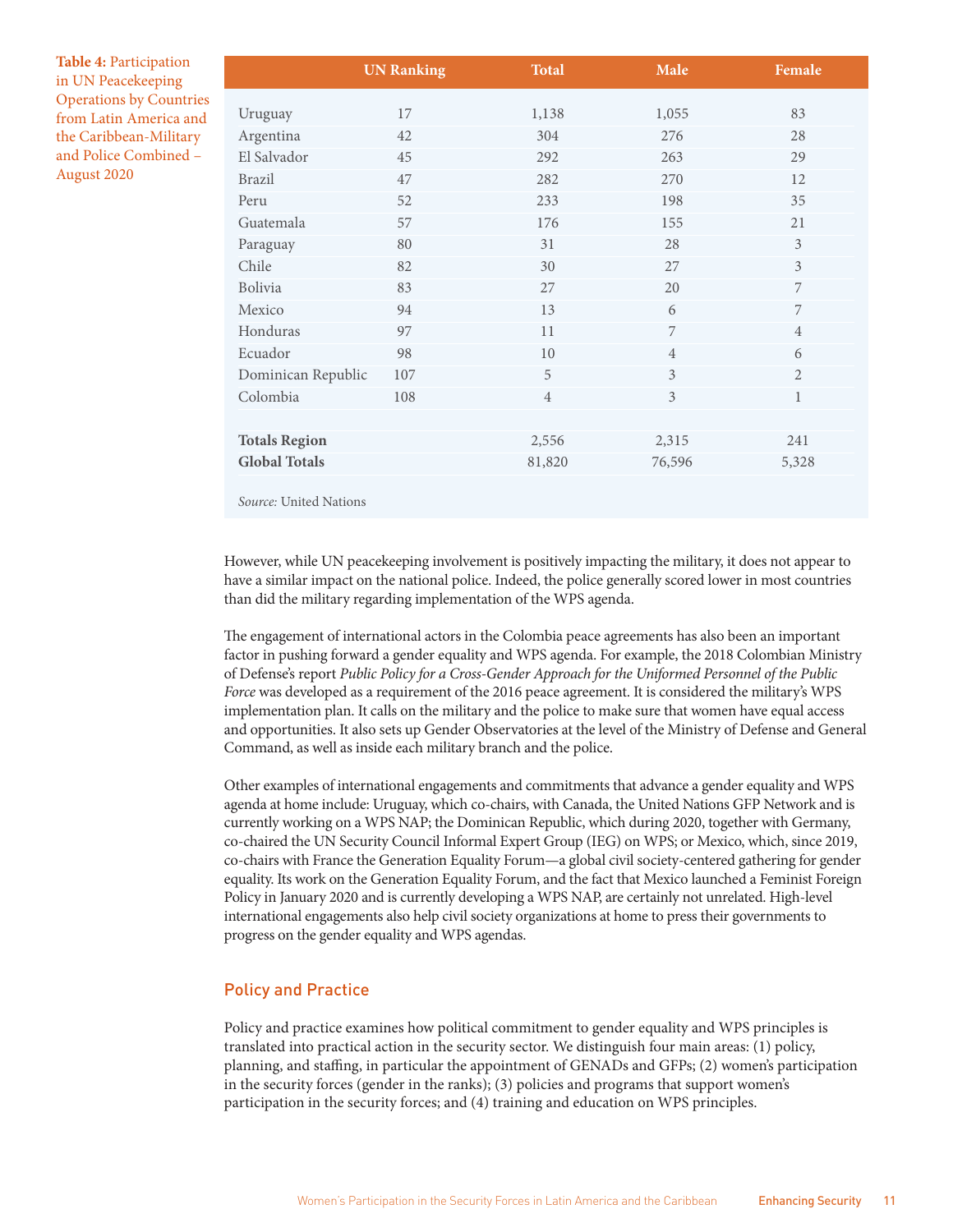**Table 4:** Participation in UN Peacekeeping Operations by Countries from Latin America and the Caribbean-Military and Police Combined – August 2020

| | UN Ranking | Total | Male | Female |
|---|---|---|---|---|
| Uruguay | 17 | 1,138 | 1,055 | 83 |
| Argentina | 42 | 304 | 276 | 28 |
| El Salvador | 45 | 292 | 263 | 29 |
| Brazil | 47 | 282 | 270 | 12 |
| Peru | 52 | 233 | 198 | 35 |
| Guatemala | 57 | 176 | 155 | 21 |
| Paraguay | 80 | 31 | 28 | 3 |
| Chile | 82 | 30 | 27 | 3 |
| Bolivia | 83 | 27 | 20 | 7 |
| Mexico | 94 | 13 | 6 | 7 |
| Honduras | 97 | 11 | 7 | 4 |
| Ecuador | 98 | 10 | 4 | 6 |
| Dominican Republic | 107 | 5 | 3 | 2 |
| Colombia | 108 | 4 | 3 | 1 |
| **Totals Region** | | 2,556 | 2,315 | 241 |
| **Global Totals** | | 81,820 | 76,596 | 5,328 |

*Source:* United Nations

However, while UN peacekeeping involvement is positively impacting the military, it does not appear to have a similar impact on the national police. Indeed, the police generally scored lower in most countries than did the military regarding implementation of the WPS agenda.

The engagement of international actors in the Colombia peace agreements has also been an important factor in pushing forward a gender equality and WPS agenda. For example, the 2018 Colombian Ministry of Defense's report *Public Policy for a Cross-Gender Approach for the Uniformed Personnel of the Public Force* was developed as a requirement of the 2016 peace agreement. It is considered the military's WPS implementation plan. It calls on the military and the police to make sure that women have equal access and opportunities. It also sets up Gender Observatories at the level of the Ministry of Defense and General Command, as well as inside each military branch and the police.

Other examples of international engagements and commitments that advance a gender equality and WPS agenda at home include: Uruguay, which co-chairs, with Canada, the United Nations GFP Network and is currently working on a WPS NAP; the Dominican Republic, which during 2020, together with Germany, co-chaired the UN Security Council Informal Expert Group (IEG) on WPS; or Mexico, which, since 2019, co-chairs with France the Generation Equality Forum—a global civil society-centered gathering for gender equality. Its work on the Generation Equality Forum, and the fact that Mexico launched a Feminist Foreign Policy in January 2020 and is currently developing a WPS NAP, are certainly not unrelated. High-level international engagements also help civil society organizations at home to press their governments to progress on the gender equality and WPS agendas.

## Policy and Practice

Policy and practice examines how political commitment to gender equality and WPS principles is translated into practical action in the security sector. We distinguish four main areas: (1) policy, planning, and staffing, in particular the appointment of GENADs and GFPs; (2) women's participation in the security forces (gender in the ranks); (3) policies and programs that support women's participation in the security forces; and (4) training and education on WPS principles.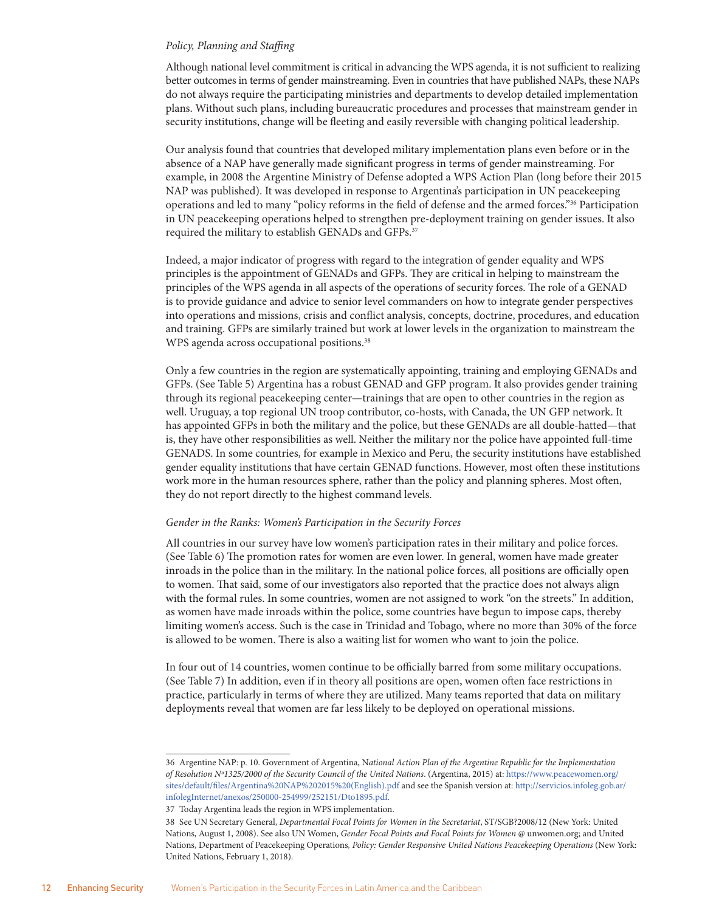*Policy, Planning and Staffing*

Although national level commitment is critical in advancing the WPS agenda, it is not sufficient to realizing better outcomes in terms of gender mainstreaming. Even in countries that have published NAPs, these NAPs do not always require the participating ministries and departments to develop detailed implementation plans. Without such plans, including bureaucratic procedures and processes that mainstream gender in security institutions, change will be fleeting and easily reversible with changing political leadership.

Our analysis found that countries that developed military implementation plans even before or in the absence of a NAP have generally made significant progress in terms of gender mainstreaming. For example, in 2008 the Argentine Ministry of Defense adopted a WPS Action Plan (long before their 2015 NAP was published). It was developed in response to Argentina's participation in UN peacekeeping operations and led to many "policy reforms in the field of defense and the armed forces."[36] Participation in UN peacekeeping operations helped to strengthen pre-deployment training on gender issues. It also required the military to establish GENADs and GFPs.[37]

Indeed, a major indicator of progress with regard to the integration of gender equality and WPS principles is the appointment of GENADs and GFPs. They are critical in helping to mainstream the principles of the WPS agenda in all aspects of the operations of security forces. The role of a GENAD is to provide guidance and advice to senior level commanders on how to integrate gender perspectives into operations and missions, crisis and conflict analysis, concepts, doctrine, procedures, and education and training. GFPs are similarly trained but work at lower levels in the organization to mainstream the WPS agenda across occupational positions.[38]

Only a few countries in the region are systematically appointing, training and employing GENADs and GFPs. (See Table 5) Argentina has a robust GENAD and GFP program. It also provides gender training through its regional peacekeeping center—trainings that are open to other countries in the region as well. Uruguay, a top regional UN troop contributor, co-hosts, with Canada, the UN GFP network. It has appointed GFPs in both the military and the police, but these GENADs are all double-hatted—that is, they have other responsibilities as well. Neither the military nor the police have appointed full-time GENADS. In some countries, for example in Mexico and Peru, the security institutions have established gender equality institutions that have certain GENAD functions. However, most often these institutions work more in the human resources sphere, rather than the policy and planning spheres. Most often, they do not report directly to the highest command levels.

*Gender in the Ranks: Women's Participation in the Security Forces*

All countries in our survey have low women's participation rates in their military and police forces. (See Table 6) The promotion rates for women are even lower. In general, women have made greater inroads in the police than in the military. In the national police forces, all positions are officially open to women. That said, some of our investigators also reported that the practice does not always align with the formal rules. In some countries, women are not assigned to work "on the streets." In addition, as women have made inroads within the police, some countries have begun to impose caps, thereby limiting women's access. Such is the case in Trinidad and Tobago, where no more than 30% of the force is allowed to be women. There is also a waiting list for women who want to join the police.

In four out of 14 countries, women continue to be officially barred from some military occupations. (See Table 7) In addition, even if in theory all positions are open, women often face restrictions in practice, particularly in terms of where they are utilized. Many teams reported that data on military deployments reveal that women are far less likely to be deployed on operational missions.

---

36 Argentine NAP: p. 10. Government of Argentina, *National Action Plan of the Argentine Republic for the Implementation of Resolution Nº1325/2000 of the Security Council of the United Nations*. (Argentina, 2015) at: https://www.peacewomen.org/sites/default/files/Argentina%20NAP%202015%20(English).pdf and see the Spanish version at: http://servicios.infoleg.gob.ar/infolegInternet/anexos/250000-254999/252151/Dto1895.pdf.

37 Today Argentina leads the region in WPS implementation.

38 See UN Secretary General, *Departmental Focal Points for Women in the Secretariat*, ST/SGB?2008/12 (New York: United Nations, August 1, 2008). See also UN Women, *Gender Focal Points and Focal Points for Women* @ unwomen.org; and United Nations, Department of Peacekeeping Operations, *Policy: Gender Responsive United Nations Peacekeeping Operations* (New York: United Nations, February 1, 2018).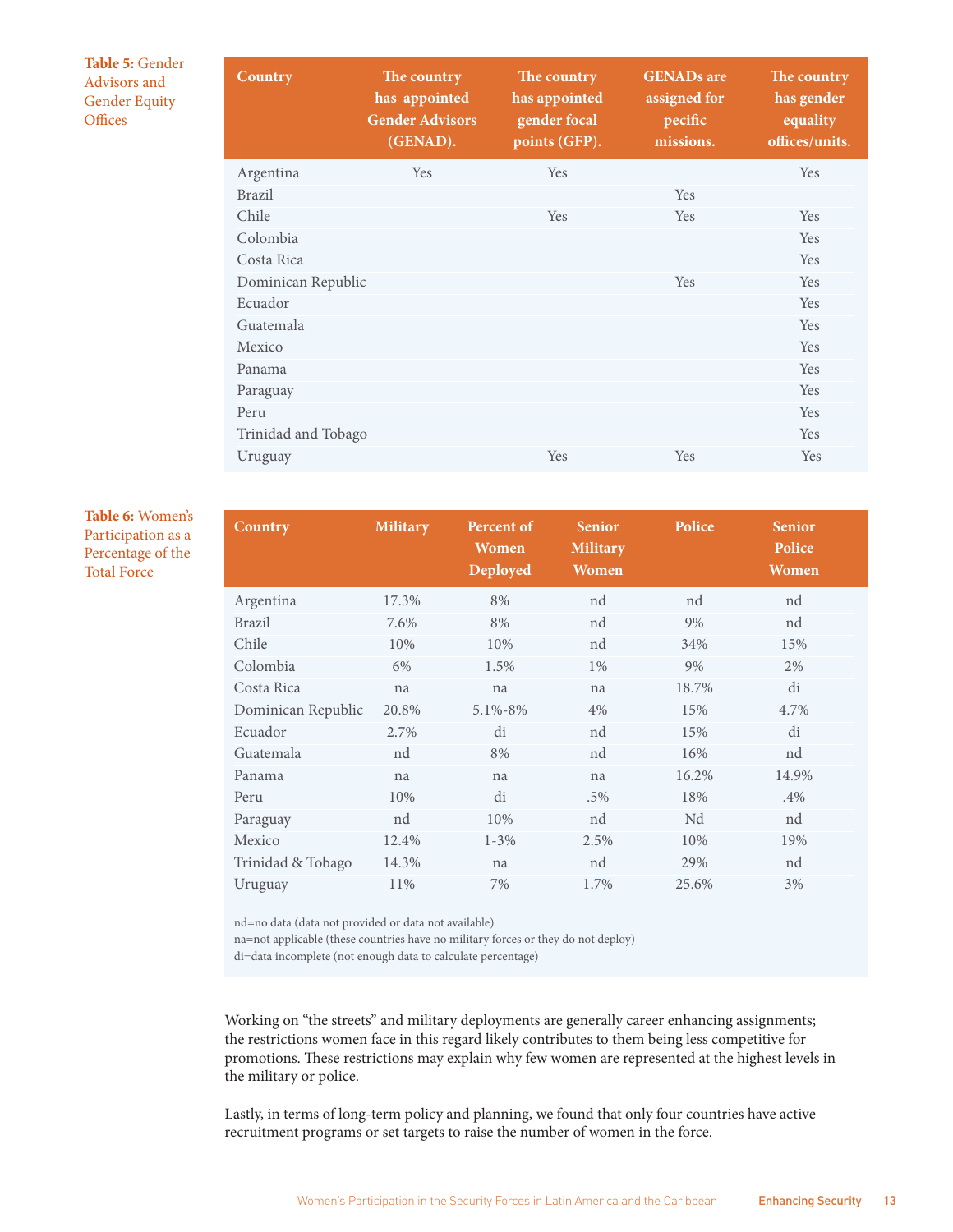**Table 5:** Gender Advisors and Gender Equity Offices

| Country | The country has appointed Gender Advisors (GENAD). | The country has appointed gender focal points (GFP). | GENADs are assigned for pecific missions. | The country has gender equality offices/units. |
|---|---|---|---|---|
| Argentina | Yes | Yes | | Yes |
| Brazil | | | Yes | |
| Chile | | Yes | Yes | Yes |
| Colombia | | | | Yes |
| Costa Rica | | | | Yes |
| Dominican Republic | | | Yes | Yes |
| Ecuador | | | | Yes |
| Guatemala | | | | Yes |
| Mexico | | | | Yes |
| Panama | | | | Yes |
| Paraguay | | | | Yes |
| Peru | | | | Yes |
| Trinidad and Tobago | | | | Yes |
| Uruguay | | Yes | Yes | Yes |

**Table 6:** Women's Participation as a Percentage of the Total Force

| Country | Military | Percent of Women Deployed | Senior Military Women | Police | Senior Police Women |
|---|---|---|---|---|---|
| Argentina | 17.3% | 8% | nd | nd | nd |
| Brazil | 7.6% | 8% | nd | 9% | nd |
| Chile | 10% | 10% | nd | 34% | 15% |
| Colombia | 6% | 1.5% | 1% | 9% | 2% |
| Costa Rica | na | na | na | 18.7% | di |
| Dominican Republic | 20.8% | 5.1%-8% | 4% | 15% | 4.7% |
| Ecuador | 2.7% | di | nd | 15% | di |
| Guatemala | nd | 8% | nd | 16% | nd |
| Panama | na | na | na | 16.2% | 14.9% |
| Peru | 10% | di | .5% | 18% | .4% |
| Paraguay | nd | 10% | nd | Nd | nd |
| Mexico | 12.4% | 1-3% | 2.5% | 10% | 19% |
| Trinidad & Tobago | 14.3% | na | nd | 29% | nd |
| Uruguay | 11% | 7% | 1.7% | 25.6% | 3% |

nd=no data (data not provided or data not available)
na=not applicable (these countries have no military forces or they do not deploy)
di=data incomplete (not enough data to calculate percentage)

Working on "the streets" and military deployments are generally career enhancing assignments; the restrictions women face in this regard likely contributes to them being less competitive for promotions. These restrictions may explain why few women are represented at the highest levels in the military or police.

Lastly, in terms of long-term policy and planning, we found that only four countries have active recruitment programs or set targets to raise the number of women in the force.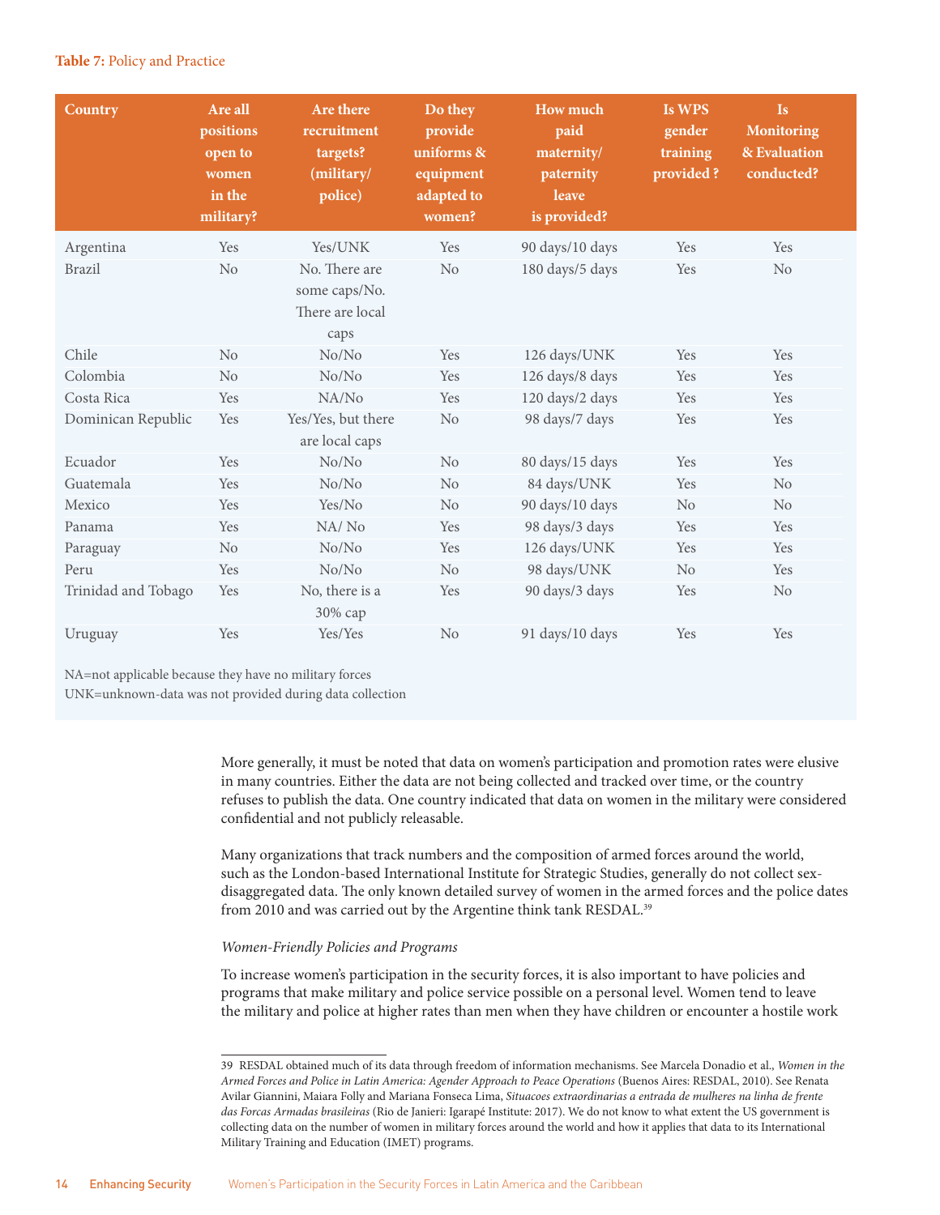**Table 7:** Policy and Practice

| Country | Are all positions open to women in the military? | Are there recruitment targets? (military/ police) | Do they provide uniforms & equipment adapted to women? | How much paid maternity/ paternity leave is provided? | Is WPS gender training provided ? | Is Monitoring & Evaluation conducted? |
|---|---|---|---|---|---|---|
| Argentina | Yes | Yes/UNK | Yes | 90 days/10 days | Yes | Yes |
| Brazil | No | No. There are some caps/No. There are local caps | No | 180 days/5 days | Yes | No |
| Chile | No | No/No | Yes | 126 days/UNK | Yes | Yes |
| Colombia | No | No/No | Yes | 126 days/8 days | Yes | Yes |
| Costa Rica | Yes | NA/No | Yes | 120 days/2 days | Yes | Yes |
| Dominican Republic | Yes | Yes/Yes, but there are local caps | No | 98 days/7 days | Yes | Yes |
| Ecuador | Yes | No/No | No | 80 days/15 days | Yes | Yes |
| Guatemala | Yes | No/No | No | 84 days/UNK | Yes | No |
| Mexico | Yes | Yes/No | No | 90 days/10 days | No | No |
| Panama | Yes | NA/ No | Yes | 98 days/3 days | Yes | Yes |
| Paraguay | No | No/No | Yes | 126 days/UNK | Yes | Yes |
| Peru | Yes | No/No | No | 98 days/UNK | No | Yes |
| Trinidad and Tobago | Yes | No, there is a 30% cap | Yes | 90 days/3 days | Yes | No |
| Uruguay | Yes | Yes/Yes | No | 91 days/10 days | Yes | Yes |

NA=not applicable because they have no military forces
UNK=unknown-data was not provided during data collection

More generally, it must be noted that data on women's participation and promotion rates were elusive in many countries. Either the data are not being collected and tracked over time, or the country refuses to publish the data. One country indicated that data on women in the military were considered confidential and not publicly releasable.

Many organizations that track numbers and the composition of armed forces around the world, such as the London-based International Institute for Strategic Studies, generally do not collect sex-disaggregated data. The only known detailed survey of women in the armed forces and the police dates from 2010 and was carried out by the Argentine think tank RESDAL.[39]

*Women-Friendly Policies and Programs*

To increase women's participation in the security forces, it is also important to have policies and programs that make military and police service possible on a personal level. Women tend to leave the military and police at higher rates than men when they have children or encounter a hostile work

---

39 RESDAL obtained much of its data through freedom of information mechanisms. See Marcela Donadio et al., *Women in the Armed Forces and Police in Latin America: Agender Approach to Peace Operations* (Buenos Aires: RESDAL, 2010). See Renata Avilar Giannini, Maiara Folly and Mariana Fonseca Lima, *Situacoes extraordinarias a entrada de mulheres na linha de frente das Forcas Armadas brasileiras* (Rio de Janieri: Igarapé Institute: 2017). We do not know to what extent the US government is collecting data on the number of women in military forces around the world and how it applies that data to its International Military Training and Education (IMET) programs.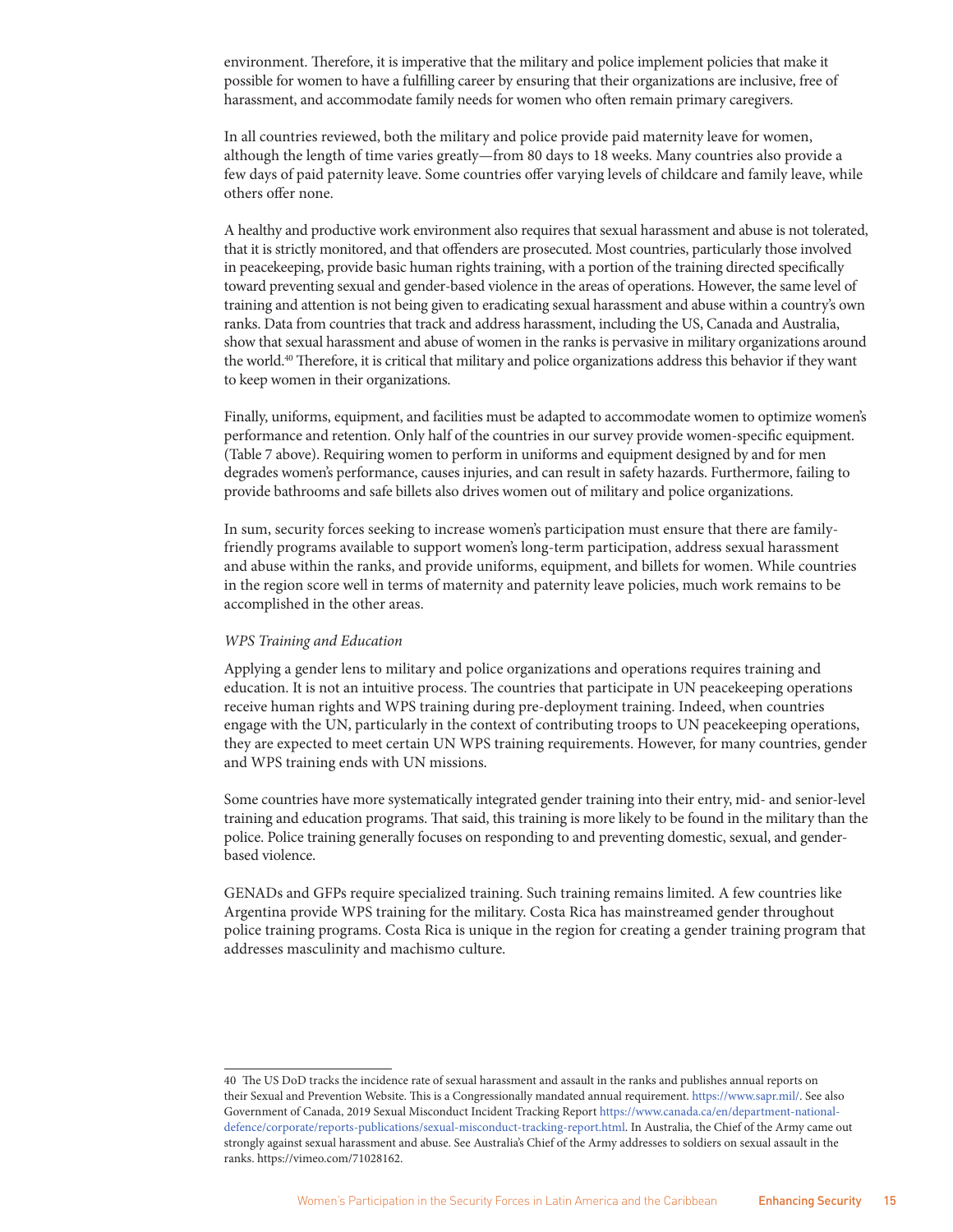environment. Therefore, it is imperative that the military and police implement policies that make it possible for women to have a fulfilling career by ensuring that their organizations are inclusive, free of harassment, and accommodate family needs for women who often remain primary caregivers.

In all countries reviewed, both the military and police provide paid maternity leave for women, although the length of time varies greatly—from 80 days to 18 weeks. Many countries also provide a few days of paid paternity leave. Some countries offer varying levels of childcare and family leave, while others offer none.

A healthy and productive work environment also requires that sexual harassment and abuse is not tolerated, that it is strictly monitored, and that offenders are prosecuted. Most countries, particularly those involved in peacekeeping, provide basic human rights training, with a portion of the training directed specifically toward preventing sexual and gender-based violence in the areas of operations. However, the same level of training and attention is not being given to eradicating sexual harassment and abuse within a country's own ranks. Data from countries that track and address harassment, including the US, Canada and Australia, show that sexual harassment and abuse of women in the ranks is pervasive in military organizations around the world.[40] Therefore, it is critical that military and police organizations address this behavior if they want to keep women in their organizations.

Finally, uniforms, equipment, and facilities must be adapted to accommodate women to optimize women's performance and retention. Only half of the countries in our survey provide women-specific equipment. (Table 7 above). Requiring women to perform in uniforms and equipment designed by and for men degrades women's performance, causes injuries, and can result in safety hazards. Furthermore, failing to provide bathrooms and safe billets also drives women out of military and police organizations.

In sum, security forces seeking to increase women's participation must ensure that there are family-friendly programs available to support women's long-term participation, address sexual harassment and abuse within the ranks, and provide uniforms, equipment, and billets for women. While countries in the region score well in terms of maternity and paternity leave policies, much work remains to be accomplished in the other areas.

*WPS Training and Education*

Applying a gender lens to military and police organizations and operations requires training and education. It is not an intuitive process. The countries that participate in UN peacekeeping operations receive human rights and WPS training during pre-deployment training. Indeed, when countries engage with the UN, particularly in the context of contributing troops to UN peacekeeping operations, they are expected to meet certain UN WPS training requirements. However, for many countries, gender and WPS training ends with UN missions.

Some countries have more systematically integrated gender training into their entry, mid- and senior-level training and education programs. That said, this training is more likely to be found in the military than the police. Police training generally focuses on responding to and preventing domestic, sexual, and gender-based violence.

GENADs and GFPs require specialized training. Such training remains limited. A few countries like Argentina provide WPS training for the military. Costa Rica has mainstreamed gender throughout police training programs. Costa Rica is unique in the region for creating a gender training program that addresses masculinity and machismo culture.

---

40 The US DoD tracks the incidence rate of sexual harassment and assault in the ranks and publishes annual reports on their Sexual and Prevention Website. This is a Congressionally mandated annual requirement. https://www.sapr.mil/. See also Government of Canada, 2019 Sexual Misconduct Incident Tracking Report https://www.canada.ca/en/department-national-defence/corporate/reports-publications/sexual-misconduct-tracking-report.html. In Australia, the Chief of the Army came out strongly against sexual harassment and abuse. See Australia's Chief of the Army addresses to soldiers on sexual assault in the ranks. https://vimeo.com/71028162.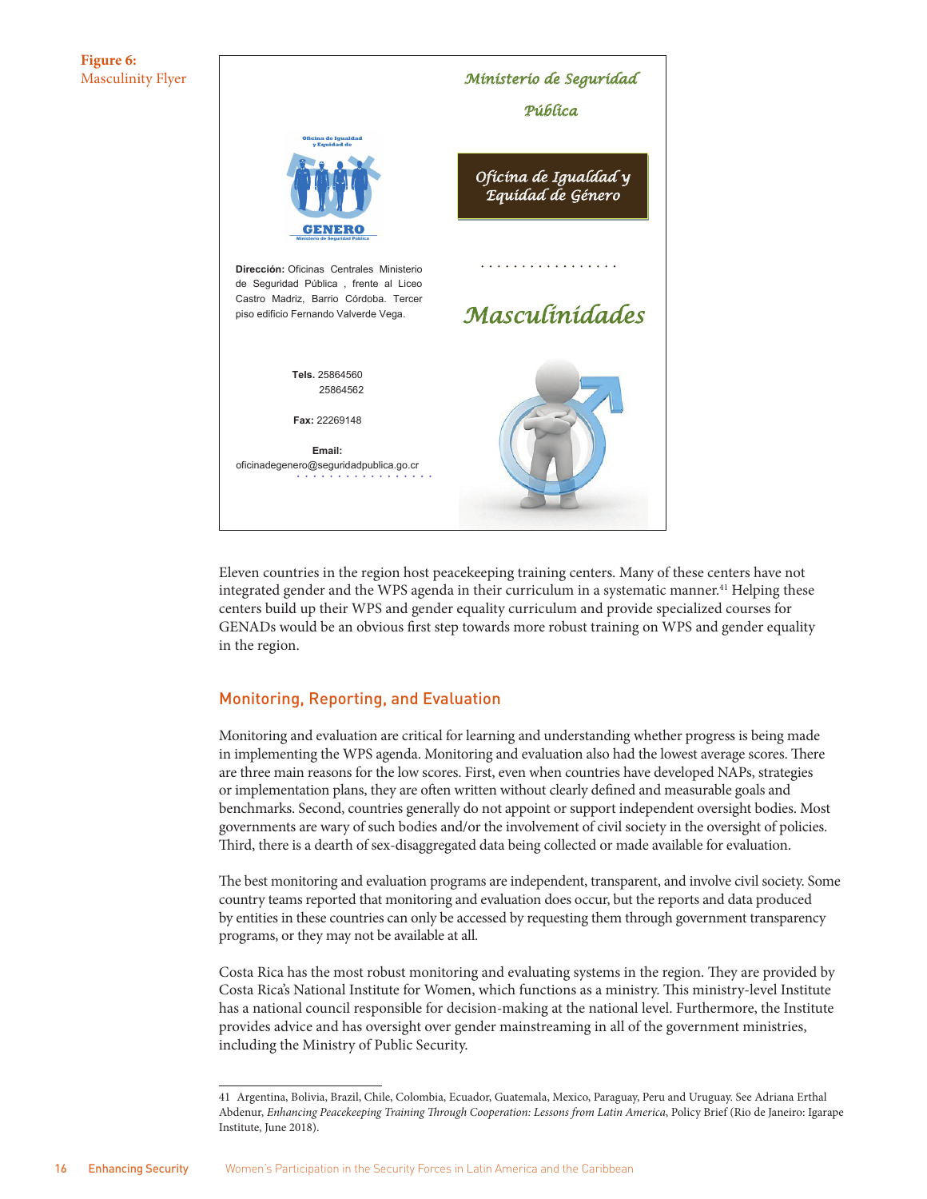**Figure 6:**
Masculinity Flyer

*Ministerio de Seguridad Pública*

Oficina de Igualdad y Equidad de Género

**Dirección:** Oficinas Centrales Ministerio de Seguridad Pública , frente al Liceo Castro Madriz, Barrio Córdoba. Tercer piso edificio Fernando Valverde Vega.

**Tels.** 25864560
25864562

**Fax:** 22269148

**Email:**
oficinadegenero@seguridadpublica.go.cr

*Masculinidades*

Eleven countries in the region host peacekeeping training centers. Many of these centers have not integrated gender and the WPS agenda in their curriculum in a systematic manner.[41] Helping these centers build up their WPS and gender equality curriculum and provide specialized courses for GENADs would be an obvious first step towards more robust training on WPS and gender equality in the region.

## Monitoring, Reporting, and Evaluation

Monitoring and evaluation are critical for learning and understanding whether progress is being made in implementing the WPS agenda. Monitoring and evaluation also had the lowest average scores. There are three main reasons for the low scores. First, even when countries have developed NAPs, strategies or implementation plans, they are often written without clearly defined and measurable goals and benchmarks. Second, countries generally do not appoint or support independent oversight bodies. Most governments are wary of such bodies and/or the involvement of civil society in the oversight of policies. Third, there is a dearth of sex-disaggregated data being collected or made available for evaluation.

The best monitoring and evaluation programs are independent, transparent, and involve civil society. Some country teams reported that monitoring and evaluation does occur, but the reports and data produced by entities in these countries can only be accessed by requesting them through government transparency programs, or they may not be available at all.

Costa Rica has the most robust monitoring and evaluating systems in the region. They are provided by Costa Rica's National Institute for Women, which functions as a ministry. This ministry-level Institute has a national council responsible for decision-making at the national level. Furthermore, the Institute provides advice and has oversight over gender mainstreaming in all of the government ministries, including the Ministry of Public Security.

---

41 Argentina, Bolivia, Brazil, Chile, Colombia, Ecuador, Guatemala, Mexico, Paraguay, Peru and Uruguay. See Adriana Erthal Abdenur, *Enhancing Peacekeeping Training Through Cooperation: Lessons from Latin America*, Policy Brief (Rio de Janeiro: Igarape Institute, June 2018).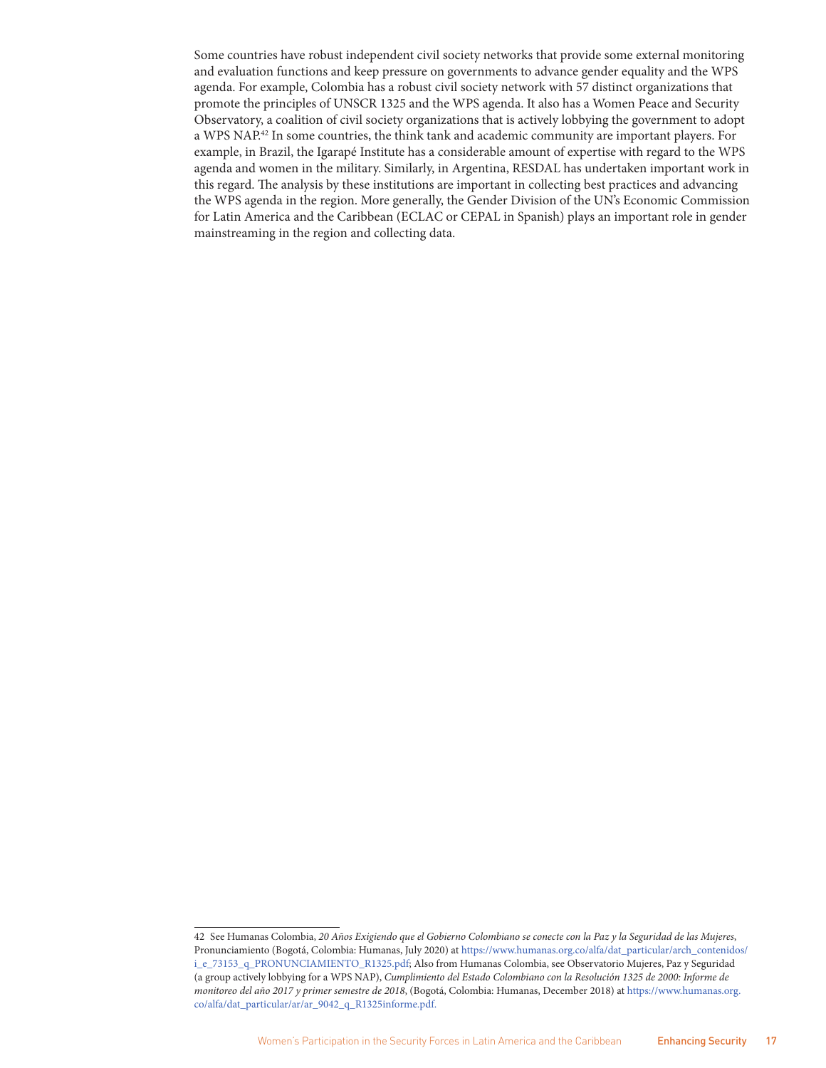Some countries have robust independent civil society networks that provide some external monitoring and evaluation functions and keep pressure on governments to advance gender equality and the WPS agenda. For example, Colombia has a robust civil society network with 57 distinct organizations that promote the principles of UNSCR 1325 and the WPS agenda. It also has a Women Peace and Security Observatory, a coalition of civil society organizations that is actively lobbying the government to adopt a WPS NAP.[42] In some countries, the think tank and academic community are important players. For example, in Brazil, the Igarapé Institute has a considerable amount of expertise with regard to the WPS agenda and women in the military. Similarly, in Argentina, RESDAL has undertaken important work in this regard. The analysis by these institutions are important in collecting best practices and advancing the WPS agenda in the region. More generally, the Gender Division of the UN's Economic Commission for Latin America and the Caribbean (ECLAC or CEPAL in Spanish) plays an important role in gender mainstreaming in the region and collecting data.

---

42 See Humanas Colombia, *20 Años Exigiendo que el Gobierno Colombiano se conecte con la Paz y la Seguridad de las Mujeres*, Pronunciamiento (Bogotá, Colombia: Humanas, July 2020) at https://www.humanas.org.co/alfa/dat_particular/arch_contenidos/i_e_73153_q_PRONUNCIAMIENTO_R1325.pdf; Also from Humanas Colombia, see Observatorio Mujeres, Paz y Seguridad (a group actively lobbying for a WPS NAP), *Cumplimiento del Estado Colombiano con la Resolución 1325 de 2000: Informe de monitoreo del año 2017 y primer semestre de 2018*, (Bogotá, Colombia: Humanas, December 2018) at https://www.humanas.org.co/alfa/dat_particular/ar/ar_9042_q_R1325informe.pdf.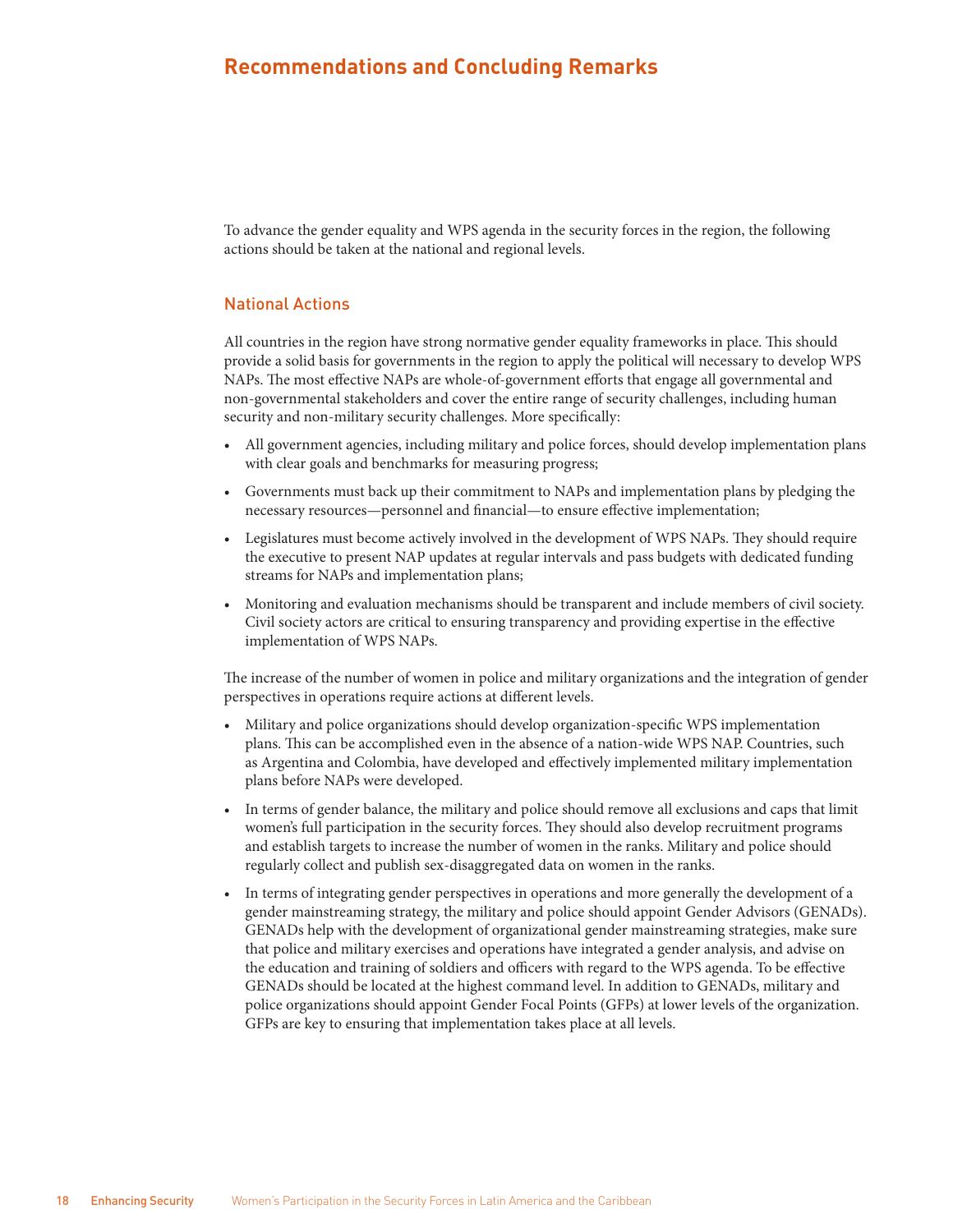## Recommendations and Concluding Remarks

To advance the gender equality and WPS agenda in the security forces in the region, the following actions should be taken at the national and regional levels.

### National Actions

All countries in the region have strong normative gender equality frameworks in place. This should provide a solid basis for governments in the region to apply the political will necessary to develop WPS NAPs. The most effective NAPs are whole-of-government efforts that engage all governmental and non-governmental stakeholders and cover the entire range of security challenges, including human security and non-military security challenges. More specifically:

- All government agencies, including military and police forces, should develop implementation plans with clear goals and benchmarks for measuring progress;
- Governments must back up their commitment to NAPs and implementation plans by pledging the necessary resources—personnel and financial—to ensure effective implementation;
- Legislatures must become actively involved in the development of WPS NAPs. They should require the executive to present NAP updates at regular intervals and pass budgets with dedicated funding streams for NAPs and implementation plans;
- Monitoring and evaluation mechanisms should be transparent and include members of civil society. Civil society actors are critical to ensuring transparency and providing expertise in the effective implementation of WPS NAPs.

The increase of the number of women in police and military organizations and the integration of gender perspectives in operations require actions at different levels.

- Military and police organizations should develop organization-specific WPS implementation plans. This can be accomplished even in the absence of a nation-wide WPS NAP. Countries, such as Argentina and Colombia, have developed and effectively implemented military implementation plans before NAPs were developed.
- In terms of gender balance, the military and police should remove all exclusions and caps that limit women's full participation in the security forces. They should also develop recruitment programs and establish targets to increase the number of women in the ranks. Military and police should regularly collect and publish sex-disaggregated data on women in the ranks.
- In terms of integrating gender perspectives in operations and more generally the development of a gender mainstreaming strategy, the military and police should appoint Gender Advisors (GENADs). GENADs help with the development of organizational gender mainstreaming strategies, make sure that police and military exercises and operations have integrated a gender analysis, and advise on the education and training of soldiers and officers with regard to the WPS agenda. To be effective GENADs should be located at the highest command level. In addition to GENADs, military and police organizations should appoint Gender Focal Points (GFPs) at lower levels of the organization. GFPs are key to ensuring that implementation takes place at all levels.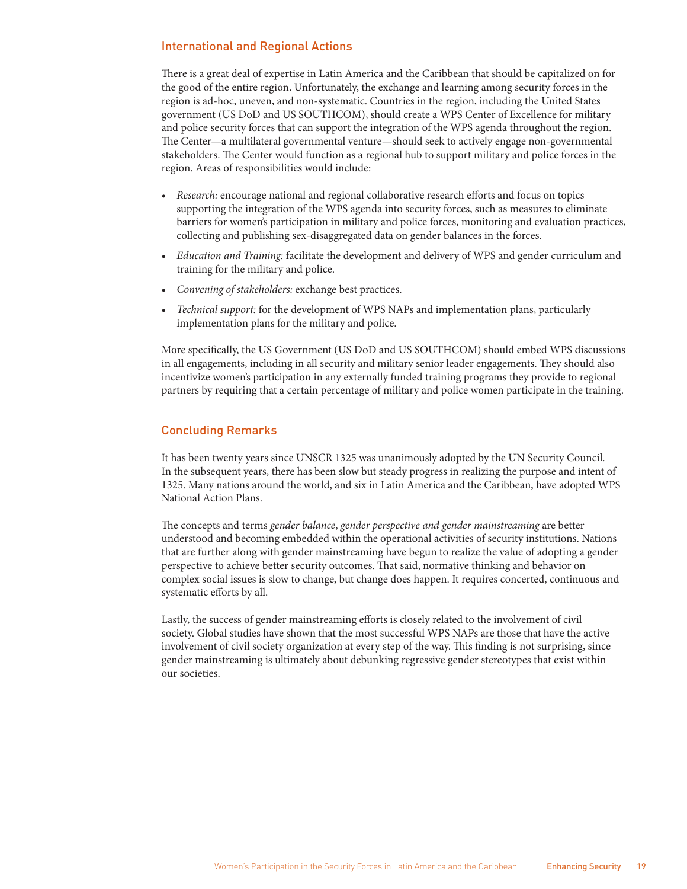## International and Regional Actions

There is a great deal of expertise in Latin America and the Caribbean that should be capitalized on for the good of the entire region. Unfortunately, the exchange and learning among security forces in the region is ad-hoc, uneven, and non-systematic. Countries in the region, including the United States government (US DoD and US SOUTHCOM), should create a WPS Center of Excellence for military and police security forces that can support the integration of the WPS agenda throughout the region. The Center—a multilateral governmental venture—should seek to actively engage non-governmental stakeholders. The Center would function as a regional hub to support military and police forces in the region. Areas of responsibilities would include:

- *Research:* encourage national and regional collaborative research efforts and focus on topics supporting the integration of the WPS agenda into security forces, such as measures to eliminate barriers for women's participation in military and police forces, monitoring and evaluation practices, collecting and publishing sex-disaggregated data on gender balances in the forces.
- *Education and Training:* facilitate the development and delivery of WPS and gender curriculum and training for the military and police.
- *Convening of stakeholders:* exchange best practices.
- *Technical support:* for the development of WPS NAPs and implementation plans, particularly implementation plans for the military and police.

More specifically, the US Government (US DoD and US SOUTHCOM) should embed WPS discussions in all engagements, including in all security and military senior leader engagements. They should also incentivize women's participation in any externally funded training programs they provide to regional partners by requiring that a certain percentage of military and police women participate in the training.

## Concluding Remarks

It has been twenty years since UNSCR 1325 was unanimously adopted by the UN Security Council. In the subsequent years, there has been slow but steady progress in realizing the purpose and intent of 1325. Many nations around the world, and six in Latin America and the Caribbean, have adopted WPS National Action Plans.

The concepts and terms *gender balance*, *gender perspective and gender mainstreaming* are better understood and becoming embedded within the operational activities of security institutions. Nations that are further along with gender mainstreaming have begun to realize the value of adopting a gender perspective to achieve better security outcomes. That said, normative thinking and behavior on complex social issues is slow to change, but change does happen. It requires concerted, continuous and systematic efforts by all.

Lastly, the success of gender mainstreaming efforts is closely related to the involvement of civil society. Global studies have shown that the most successful WPS NAPs are those that have the active involvement of civil society organization at every step of the way. This finding is not surprising, since gender mainstreaming is ultimately about debunking regressive gender stereotypes that exist within our societies.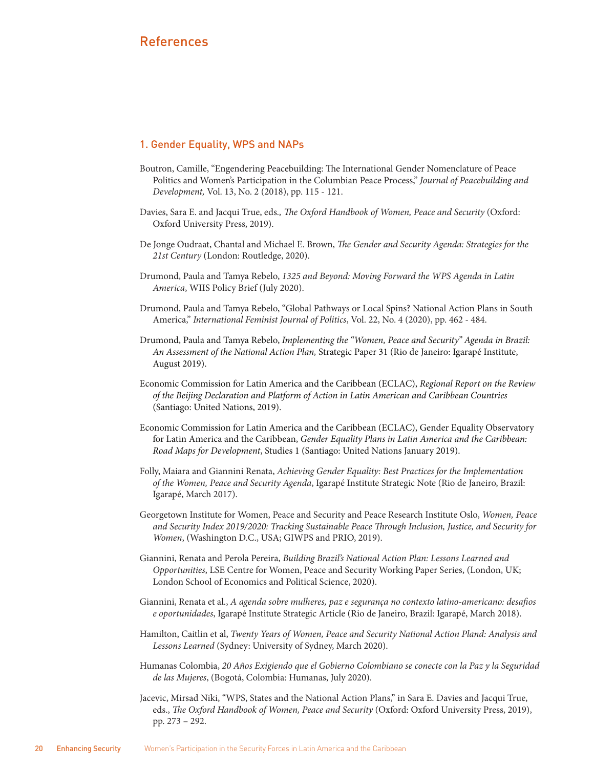# References

## 1. Gender Equality, WPS and NAPs

Boutron, Camille, "Engendering Peacebuilding: The International Gender Nomenclature of Peace Politics and Women's Participation in the Columbian Peace Process," *Journal of Peacebuilding and Development,* Vol. 13, No. 2 (2018), pp. 115 - 121.

Davies, Sara E. and Jacqui True, eds., *The Oxford Handbook of Women, Peace and Security* (Oxford: Oxford University Press, 2019).

De Jonge Oudraat, Chantal and Michael E. Brown, *The Gender and Security Agenda: Strategies for the 21st Century* (London: Routledge, 2020).

Drumond, Paula and Tamya Rebelo, *1325 and Beyond: Moving Forward the WPS Agenda in Latin America*, WIIS Policy Brief (July 2020).

Drumond, Paula and Tamya Rebelo, "Global Pathways or Local Spins? National Action Plans in South America," *International Feminist Journal of Politics*, Vol. 22, No. 4 (2020), pp. 462 - 484.

Drumond, Paula and Tamya Rebelo, *Implementing the "Women, Peace and Security" Agenda in Brazil: An Assessment of the National Action Plan,* Strategic Paper 31 (Rio de Janeiro: Igarapé Institute, August 2019).

Economic Commission for Latin America and the Caribbean (ECLAC), *Regional Report on the Review of the Beijing Declaration and Platform of Action in Latin American and Caribbean Countries* (Santiago: United Nations, 2019).

Economic Commission for Latin America and the Caribbean (ECLAC), Gender Equality Observatory for Latin America and the Caribbean, *Gender Equality Plans in Latin America and the Caribbean: Road Maps for Development*, Studies 1 (Santiago: United Nations January 2019).

Folly, Maiara and Giannini Renata, *Achieving Gender Equality: Best Practices for the Implementation of the Women, Peace and Security Agenda*, Igarapé Institute Strategic Note (Rio de Janeiro, Brazil: Igarapé, March 2017).

Georgetown Institute for Women, Peace and Security and Peace Research Institute Oslo, *Women, Peace and Security Index 2019/2020: Tracking Sustainable Peace Through Inclusion, Justice, and Security for Women*, (Washington D.C., USA; GIWPS and PRIO, 2019).

Giannini, Renata and Perola Pereira, *Building Brazil's National Action Plan: Lessons Learned and Opportunities*, LSE Centre for Women, Peace and Security Working Paper Series, (London, UK; London School of Economics and Political Science, 2020).

Giannini, Renata et al., *A agenda sobre mulheres, paz e segurança no contexto latino-americano: desafios e oportunidades*, Igarapé Institute Strategic Article (Rio de Janeiro, Brazil: Igarapé, March 2018).

Hamilton, Caitlin et al, *Twenty Years of Women, Peace and Security National Action Pland: Analysis and Lessons Learned* (Sydney: University of Sydney, March 2020).

Humanas Colombia, *20 Años Exigiendo que el Gobierno Colombiano se conecte con la Paz y la Seguridad de las Mujeres*, (Bogotá, Colombia: Humanas, July 2020).

Jacevic, Mirsad Niki, "WPS, States and the National Action Plans," in Sara E. Davies and Jacqui True, eds., *The Oxford Handbook of Women, Peace and Security* (Oxford: Oxford University Press, 2019), pp. 273 – 292.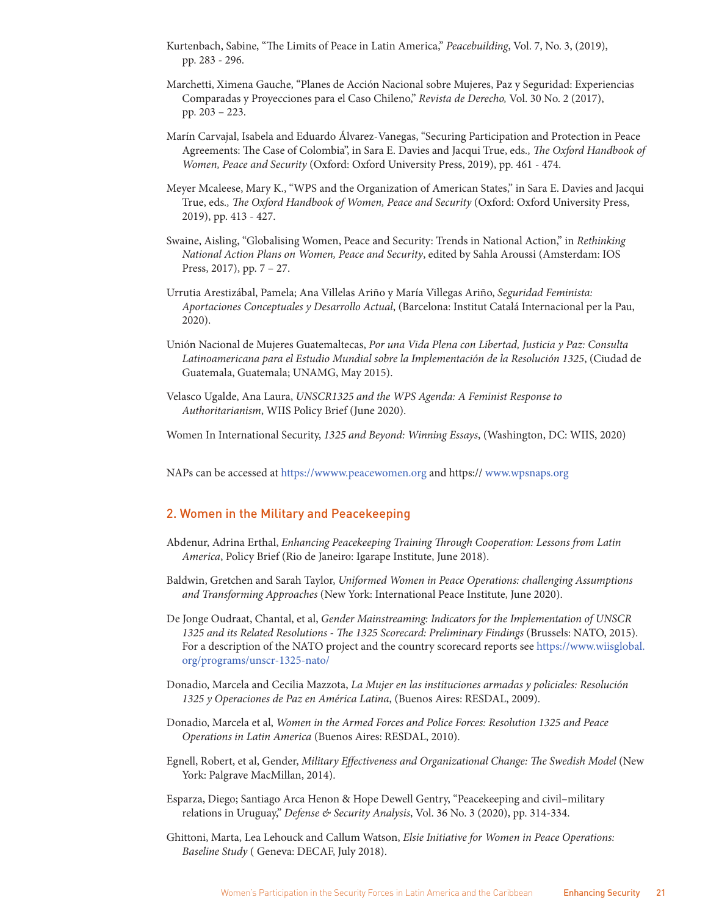Kurtenbach, Sabine, "The Limits of Peace in Latin America," *Peacebuilding*, Vol. 7, No. 3, (2019), pp. 283 - 296.

Marchetti, Ximena Gauche, "Planes de Acción Nacional sobre Mujeres, Paz y Seguridad: Experiencias Comparadas y Proyecciones para el Caso Chileno," *Revista de Derecho,* Vol. 30 No. 2 (2017), pp. 203 – 223.

Marín Carvajal, Isabela and Eduardo Álvarez-Vanegas, "Securing Participation and Protection in Peace Agreements: The Case of Colombia", in Sara E. Davies and Jacqui True, eds.*, The Oxford Handbook of Women, Peace and Security* (Oxford: Oxford University Press, 2019), pp. 461 - 474.

Meyer Mcaleese, Mary K., "WPS and the Organization of American States," in Sara E. Davies and Jacqui True, eds.*, The Oxford Handbook of Women, Peace and Security* (Oxford: Oxford University Press, 2019), pp. 413 - 427.

Swaine, Aisling, "Globalising Women, Peace and Security: Trends in National Action," in *Rethinking National Action Plans on Women, Peace and Security*, edited by Sahla Aroussi (Amsterdam: IOS Press, 2017), pp. 7 – 27.

Urrutia Arestizábal, Pamela; Ana Villelas Ariño y María Villegas Ariño, *Seguridad Feminista: Aportaciones Conceptuales y Desarrollo Actual*, (Barcelona: Institut Catalá Internacional per la Pau, 2020).

Unión Nacional de Mujeres Guatemaltecas, *Por una Vida Plena con Libertad, Justicia y Paz: Consulta Latinoamericana para el Estudio Mundial sobre la Implementación de la Resolución 1325*, (Ciudad de Guatemala, Guatemala; UNAMG, May 2015).

Velasco Ugalde, Ana Laura, *UNSCR1325 and the WPS Agenda: A Feminist Response to Authoritarianism*, WIIS Policy Brief (June 2020).

Women In International Security, *1325 and Beyond: Winning Essays*, (Washington, DC: WIIS, 2020)

NAPs can be accessed at https://wwww.peacewomen.org and https:// www.wpsnaps.org

## 2. Women in the Military and Peacekeeping

Abdenur, Adrina Erthal, *Enhancing Peacekeeping Training Through Cooperation: Lessons from Latin America*, Policy Brief (Rio de Janeiro: Igarape Institute, June 2018).

Baldwin, Gretchen and Sarah Taylor, *Uniformed Women in Peace Operations: challenging Assumptions and Transforming Approaches* (New York: International Peace Institute, June 2020).

De Jonge Oudraat, Chantal, et al, *Gender Mainstreaming: Indicators for the Implementation of UNSCR 1325 and its Related Resolutions - The 1325 Scorecard: Preliminary Findings* (Brussels: NATO, 2015). For a description of the NATO project and the country scorecard reports see https://www.wiisglobal.org/programs/unscr-1325-nato/

Donadio, Marcela and Cecilia Mazzota, *La Mujer en las instituciones armadas y policiales: Resolución 1325 y Operaciones de Paz en América Latina*, (Buenos Aires: RESDAL, 2009).

Donadio, Marcela et al, *Women in the Armed Forces and Police Forces: Resolution 1325 and Peace Operations in Latin America* (Buenos Aires: RESDAL, 2010).

Egnell, Robert, et al, Gender, *Military Effectiveness and Organizational Change: The Swedish Model* (New York: Palgrave MacMillan, 2014).

Esparza, Diego; Santiago Arca Henon & Hope Dewell Gentry, "Peacekeeping and civil–military relations in Uruguay," *Defense & Security Analysis*, Vol. 36 No. 3 (2020), pp. 314-334.

Ghittoni, Marta, Lea Lehouck and Callum Watson, *Elsie Initiative for Women in Peace Operations: Baseline Study* ( Geneva: DECAF, July 2018).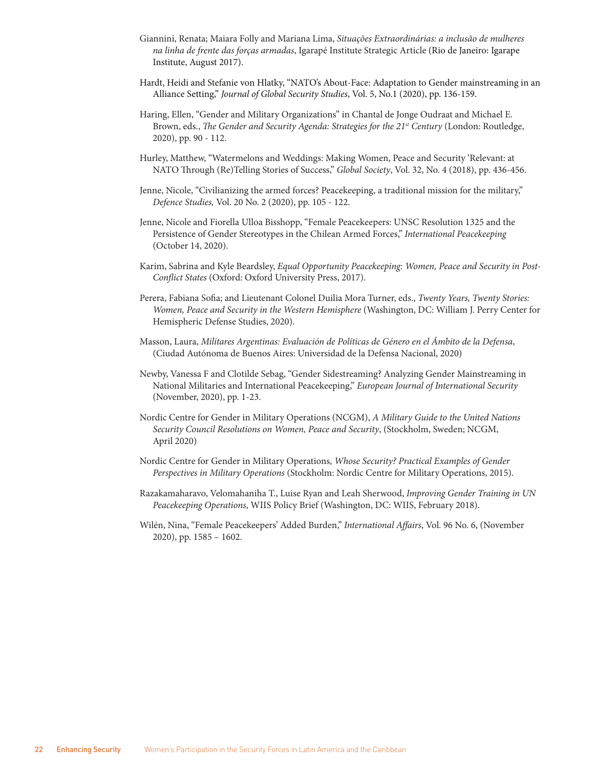Giannini, Renata; Maiara Folly and Mariana Lima, *Situações Extraordinárias: a inclusão de mulheres na linha de frente das forças armadas*, Igarapé Institute Strategic Article (Rio de Janeiro: Igarape Institute, August 2017).

Hardt, Heidi and Stefanie von Hlatky, "NATO's About-Face: Adaptation to Gender mainstreaming in an Alliance Setting," *Journal of Global Security Studies*, Vol. 5, No.1 (2020), pp. 136-159.

Haring, Ellen, "Gender and Military Organizations" in Chantal de Jonge Oudraat and Michael E. Brown, eds., *The Gender and Security Agenda: Strategies for the 21st Century* (London: Routledge, 2020), pp. 90 - 112.

Hurley, Matthew, "Watermelons and Weddings: Making Women, Peace and Security 'Relevant: at NATO Through (Re)Telling Stories of Success," *Global Society*, Vol. 32, No. 4 (2018), pp. 436-456.

Jenne, Nicole, "Civilianizing the armed forces? Peacekeeping, a traditional mission for the military," *Defence Studies,* Vol. 20 No. 2 (2020), pp. 105 - 122.

Jenne, Nicole and Fiorella Ulloa Bisshopp, "Female Peacekeepers: UNSC Resolution 1325 and the Persistence of Gender Stereotypes in the Chilean Armed Forces," *International Peacekeeping* (October 14, 2020).

Karim, Sabrina and Kyle Beardsley, *Equal Opportunity Peacekeeping: Women, Peace and Security in Post-Conflict States* (Oxford: Oxford University Press, 2017).

Perera, Fabiana Sofia; and Lieutenant Colonel Duilia Mora Turner, eds., *Twenty Years, Twenty Stories: Women, Peace and Security in the Western Hemisphere* (Washington, DC: William J. Perry Center for Hemispheric Defense Studies, 2020).

Masson, Laura, *Militares Argentinas: Evaluación de Políticas de Género en el Ámbito de la Defensa*, (Ciudad Autónoma de Buenos Aires: Universidad de la Defensa Nacional, 2020)

Newby, Vanessa F and Clotilde Sebag, "Gender Sidestreaming? Analyzing Gender Mainstreaming in National Militaries and International Peacekeeping," *European Journal of International Security* (November, 2020), pp. 1-23.

Nordic Centre for Gender in Military Operations (NCGM), *A Military Guide to the United Nations Security Council Resolutions on Women, Peace and Security*, (Stockholm, Sweden; NCGM, April 2020)

Nordic Centre for Gender in Military Operations, *Whose Security? Practical Examples of Gender Perspectives in Military Operations* (Stockholm: Nordic Centre for Military Operations, 2015).

Razakamaharavo, Velomahaniha T., Luise Ryan and Leah Sherwood, *Improving Gender Training in UN Peacekeeping Operations*, WIIS Policy Brief (Washington, DC: WIIS, February 2018).

Wilén, Nina, "Female Peacekeepers' Added Burden," *International Affairs*, Vol. 96 No. 6, (November 2020), pp. 1585 – 1602.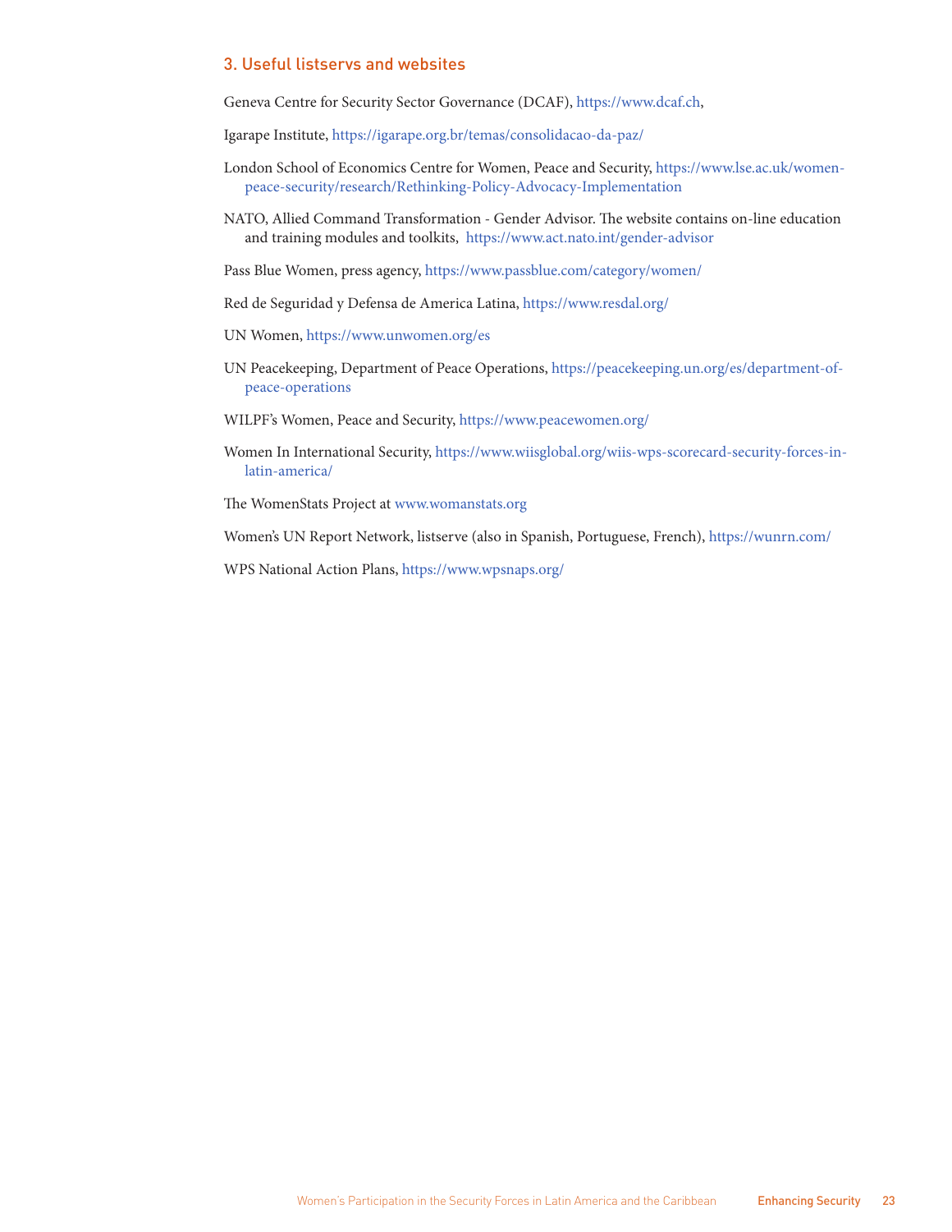## 3. Useful listservs and websites

Geneva Centre for Security Sector Governance (DCAF), https://www.dcaf.ch,

Igarape Institute, https://igarape.org.br/temas/consolidacao-da-paz/

London School of Economics Centre for Women, Peace and Security, https://www.lse.ac.uk/women-peace-security/research/Rethinking-Policy-Advocacy-Implementation

NATO, Allied Command Transformation - Gender Advisor. The website contains on-line education and training modules and toolkits, https://www.act.nato.int/gender-advisor

Pass Blue Women, press agency, https://www.passblue.com/category/women/

Red de Seguridad y Defensa de America Latina, https://www.resdal.org/

UN Women, https://www.unwomen.org/es

UN Peacekeeping, Department of Peace Operations, https://peacekeeping.un.org/es/department-of-peace-operations

WILPF's Women, Peace and Security, https://www.peacewomen.org/

Women In International Security, https://www.wiisglobal.org/wiis-wps-scorecard-security-forces-in-latin-america/

The WomenStats Project at www.womanstats.org

Women's UN Report Network, listserve (also in Spanish, Portuguese, French), https://wunrn.com/

WPS National Action Plans, https://www.wpsnaps.org/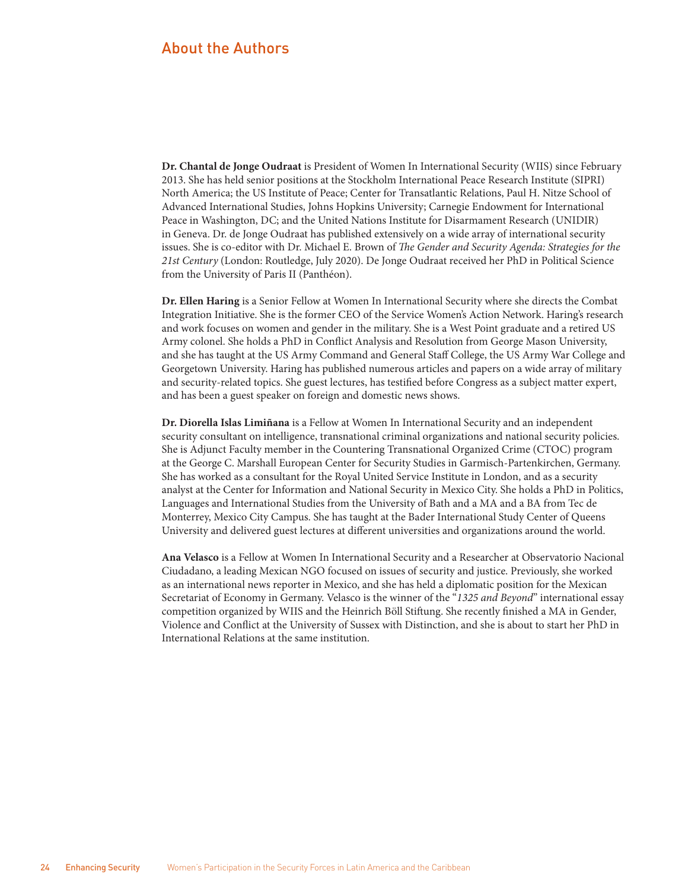## About the Authors

**Dr. Chantal de Jonge Oudraat** is President of Women In International Security (WIIS) since February 2013. She has held senior positions at the Stockholm International Peace Research Institute (SIPRI) North America; the US Institute of Peace; Center for Transatlantic Relations, Paul H. Nitze School of Advanced International Studies, Johns Hopkins University; Carnegie Endowment for International Peace in Washington, DC; and the United Nations Institute for Disarmament Research (UNIDIR) in Geneva. Dr. de Jonge Oudraat has published extensively on a wide array of international security issues. She is co-editor with Dr. Michael E. Brown of *The Gender and Security Agenda: Strategies for the 21st Century* (London: Routledge, July 2020). De Jonge Oudraat received her PhD in Political Science from the University of Paris II (Panthéon).

**Dr. Ellen Haring** is a Senior Fellow at Women In International Security where she directs the Combat Integration Initiative. She is the former CEO of the Service Women's Action Network. Haring's research and work focuses on women and gender in the military. She is a West Point graduate and a retired US Army colonel. She holds a PhD in Conflict Analysis and Resolution from George Mason University, and she has taught at the US Army Command and General Staff College, the US Army War College and Georgetown University. Haring has published numerous articles and papers on a wide array of military and security-related topics. She guest lectures, has testified before Congress as a subject matter expert, and has been a guest speaker on foreign and domestic news shows.

**Dr. Diorella Islas Limiñana** is a Fellow at Women In International Security and an independent security consultant on intelligence, transnational criminal organizations and national security policies. She is Adjunct Faculty member in the Countering Transnational Organized Crime (CTOC) program at the George C. Marshall European Center for Security Studies in Garmisch-Partenkirchen, Germany. She has worked as a consultant for the Royal United Service Institute in London, and as a security analyst at the Center for Information and National Security in Mexico City. She holds a PhD in Politics, Languages and International Studies from the University of Bath and a MA and a BA from Tec de Monterrey, Mexico City Campus. She has taught at the Bader International Study Center of Queens University and delivered guest lectures at different universities and organizations around the world.

**Ana Velasco** is a Fellow at Women In International Security and a Researcher at Observatorio Nacional Ciudadano, a leading Mexican NGO focused on issues of security and justice. Previously, she worked as an international news reporter in Mexico, and she has held a diplomatic position for the Mexican Secretariat of Economy in Germany. Velasco is the winner of the "*1325 and Beyond*" international essay competition organized by WIIS and the Heinrich Böll Stiftung. She recently finished a MA in Gender, Violence and Conflict at the University of Sussex with Distinction, and she is about to start her PhD in International Relations at the same institution.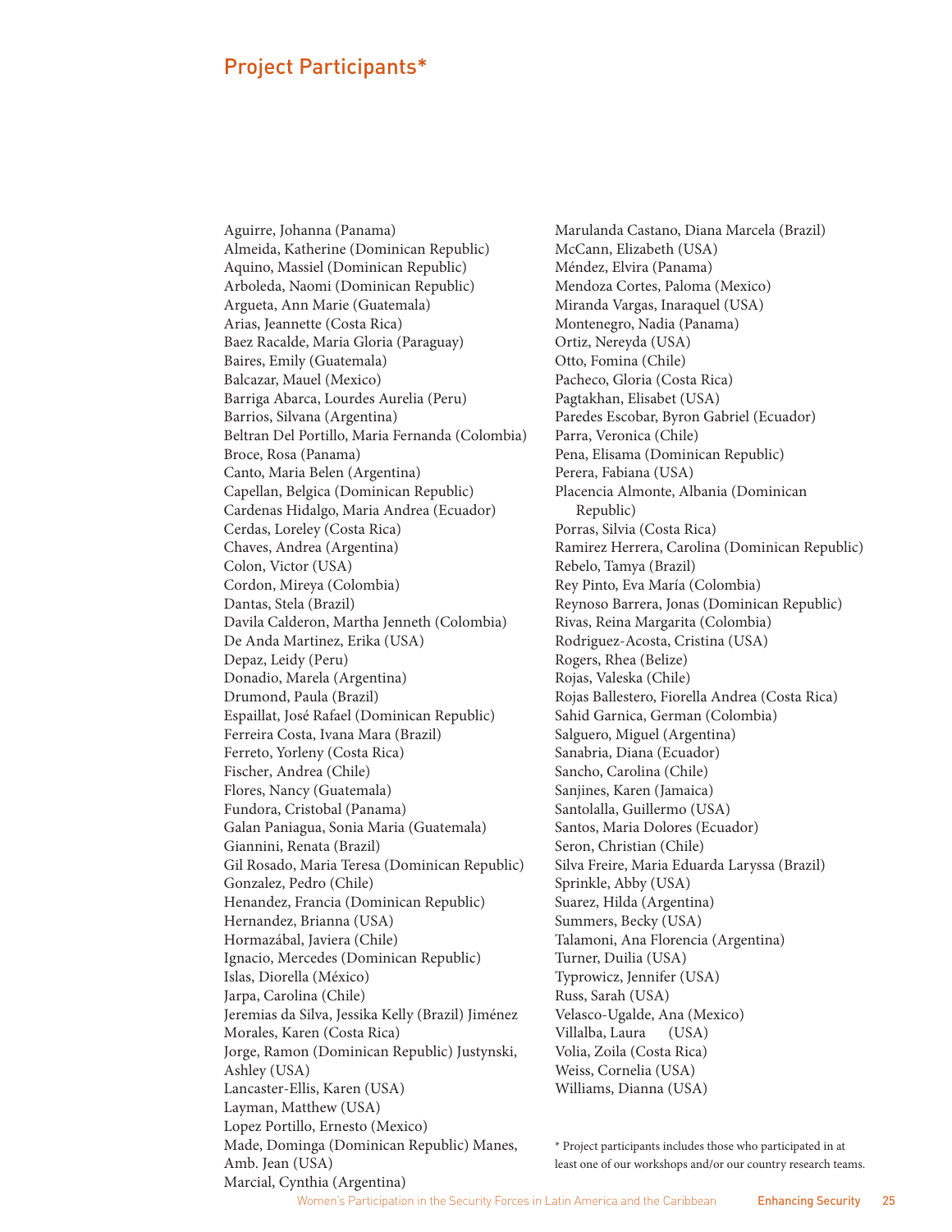## Project Participants*

Aguirre, Johanna (Panama)
Almeida, Katherine (Dominican Republic)
Aquino, Massiel (Dominican Republic)
Arboleda, Naomi (Dominican Republic)
Argueta, Ann Marie (Guatemala)
Arias, Jeannette (Costa Rica)
Baez Racalde, Maria Gloria (Paraguay)
Baires, Emily (Guatemala)
Balcazar, Mauel (Mexico)
Barriga Abarca, Lourdes Aurelia (Peru)
Barrios, Silvana (Argentina)
Beltran Del Portillo, Maria Fernanda (Colombia)
Broce, Rosa (Panama)
Canto, Maria Belen (Argentina)
Capellan, Belgica (Dominican Republic)
Cardenas Hidalgo, Maria Andrea (Ecuador)
Cerdas, Loreley (Costa Rica)
Chaves, Andrea (Argentina)
Colon, Victor (USA)
Cordon, Mireya (Colombia)
Dantas, Stela (Brazil)
Davila Calderon, Martha Jenneth (Colombia)
De Anda Martinez, Erika (USA)
Depaz, Leidy (Peru)
Donadio, Marela (Argentina)
Drumond, Paula (Brazil)
Espaillat, José Rafael (Dominican Republic)
Ferreira Costa, Ivana Mara (Brazil)
Ferreto, Yorleny (Costa Rica)
Fischer, Andrea (Chile)
Flores, Nancy (Guatemala)
Fundora, Cristobal (Panama)
Galan Paniagua, Sonia Maria (Guatemala)
Giannini, Renata (Brazil)
Gil Rosado, Maria Teresa (Dominican Republic)
Gonzalez, Pedro (Chile)
Henandez, Francia (Dominican Republic)
Hernandez, Brianna (USA)
Hormazábal, Javiera (Chile)
Ignacio, Mercedes (Dominican Republic)
Islas, Diorella (México)
Jarpa, Carolina (Chile)
Jeremias da Silva, Jessika Kelly (Brazil) Jiménez Morales, Karen (Costa Rica)
Jorge, Ramon (Dominican Republic) Justynski, Ashley (USA)
Lancaster-Ellis, Karen (USA)
Layman, Matthew (USA)
Lopez Portillo, Ernesto (Mexico)
Made, Dominga (Dominican Republic) Manes, Amb. Jean (USA)
Marcial, Cynthia (Argentina)
Marulanda Castano, Diana Marcela (Brazil)
McCann, Elizabeth (USA)
Méndez, Elvira (Panama)
Mendoza Cortes, Paloma (Mexico)
Miranda Vargas, Inaraquel (USA)
Montenegro, Nadia (Panama)
Ortiz, Nereyda (USA)
Otto, Fomina (Chile)
Pacheco, Gloria (Costa Rica)
Pagtakhan, Elisabet (USA)
Paredes Escobar, Byron Gabriel (Ecuador)
Parra, Veronica (Chile)
Pena, Elisama (Dominican Republic)
Perera, Fabiana (USA)
Placencia Almonte, Albania (Dominican Republic)
Porras, Silvia (Costa Rica)
Ramirez Herrera, Carolina (Dominican Republic)
Rebelo, Tamya (Brazil)
Rey Pinto, Eva María (Colombia)
Reynoso Barrera, Jonas (Dominican Republic)
Rivas, Reina Margarita (Colombia)
Rodriguez-Acosta, Cristina (USA)
Rogers, Rhea (Belize)
Rojas, Valeska (Chile)
Rojas Ballestero, Fiorella Andrea (Costa Rica)
Sahid Garnica, German (Colombia)
Salguero, Miguel (Argentina)
Sanabria, Diana (Ecuador)
Sancho, Carolina (Chile)
Sanjines, Karen (Jamaica)
Santolalla, Guillermo (USA)
Santos, Maria Dolores (Ecuador)
Seron, Christian (Chile)
Silva Freire, Maria Eduarda Laryssa (Brazil)
Sprinkle, Abby (USA)
Suarez, Hilda (Argentina)
Summers, Becky (USA)
Talamoni, Ana Florencia (Argentina)
Turner, Duilia (USA)
Typrowicz, Jennifer (USA)
Russ, Sarah (USA)
Velasco-Ugalde, Ana (Mexico)
Villalba, Laura (USA)
Volia, Zoila (Costa Rica)
Weiss, Cornelia (USA)
Williams, Dianna (USA)

* Project participants includes those who participated in at least one of our workshops and/or our country research teams.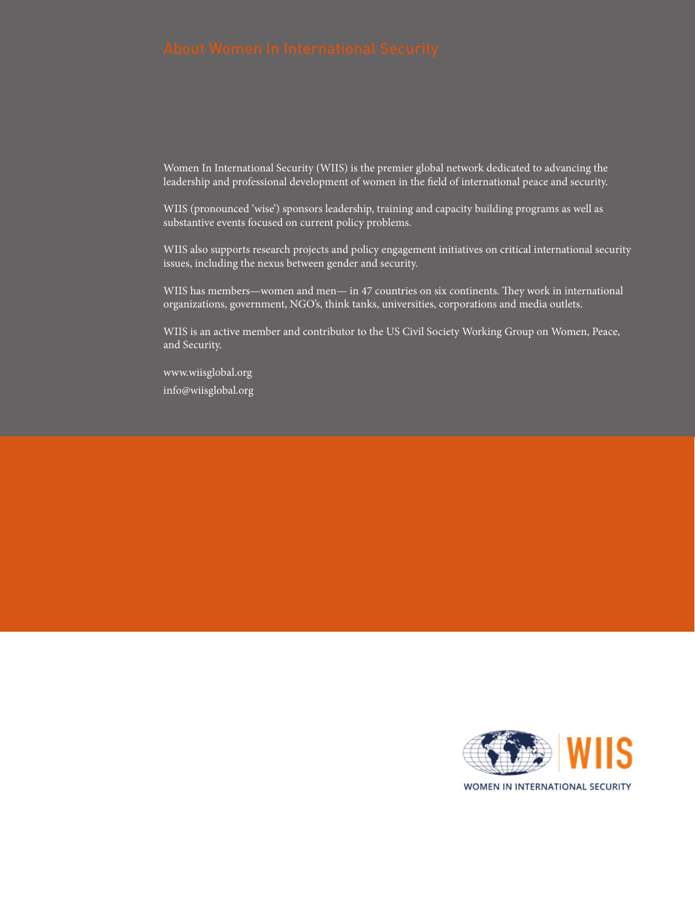## About Women In International Security

Women In International Security (WIIS) is the premier global network dedicated to advancing the leadership and professional development of women in the field of international peace and security.

WIIS (pronounced 'wise') sponsors leadership, training and capacity building programs as well as substantive events focused on current policy problems.

WIIS also supports research projects and policy engagement initiatives on critical international security issues, including the nexus between gender and security.

WIIS has members—women and men— in 47 countries on six continents. They work in international organizations, government, NGO's, think tanks, universities, corporations and media outlets.

WIIS is an active member and contributor to the US Civil Society Working Group on Women, Peace, and Security.

www.wiisglobal.org
info@wiisglobal.org

WIIS

WOMEN IN INTERNATIONAL SECURITY